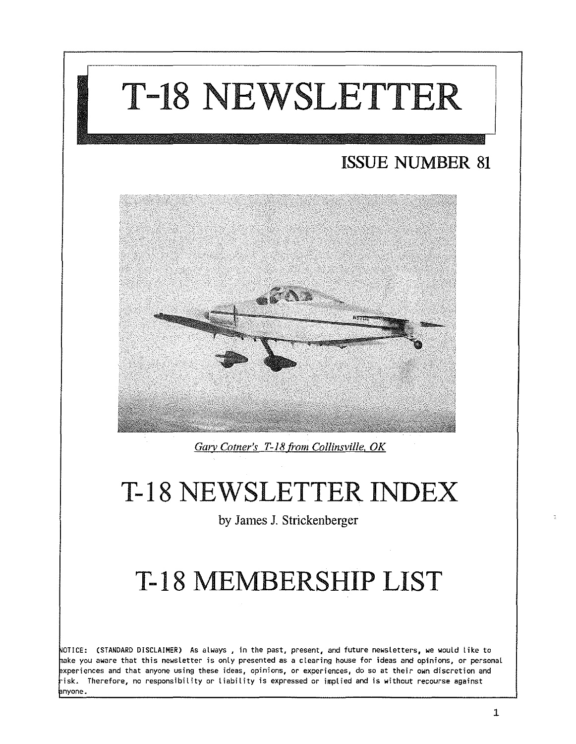# T-18 NEWSLETTER

## ISSUE NUMBER 81

*Gary Cotner's T-18 from Collinsville, OK*

# T-18 NEWSLETTER INDEX

by James J. Strickenberger

# T-18 MEMBERSHIP LIST

NOTICE: (STANDARD DISCLAIMER) As always , in the past, present, and future newsletters, we would like to make you aware that this newsletter is only presented as a clearing house for ideas and opinions, or personal experiences and that anyone using these ideas, opinions, or experiences, do so at their own discretion and risk. Therefore, no responsibility or liability is expressed or implied and is without recourse against anyone.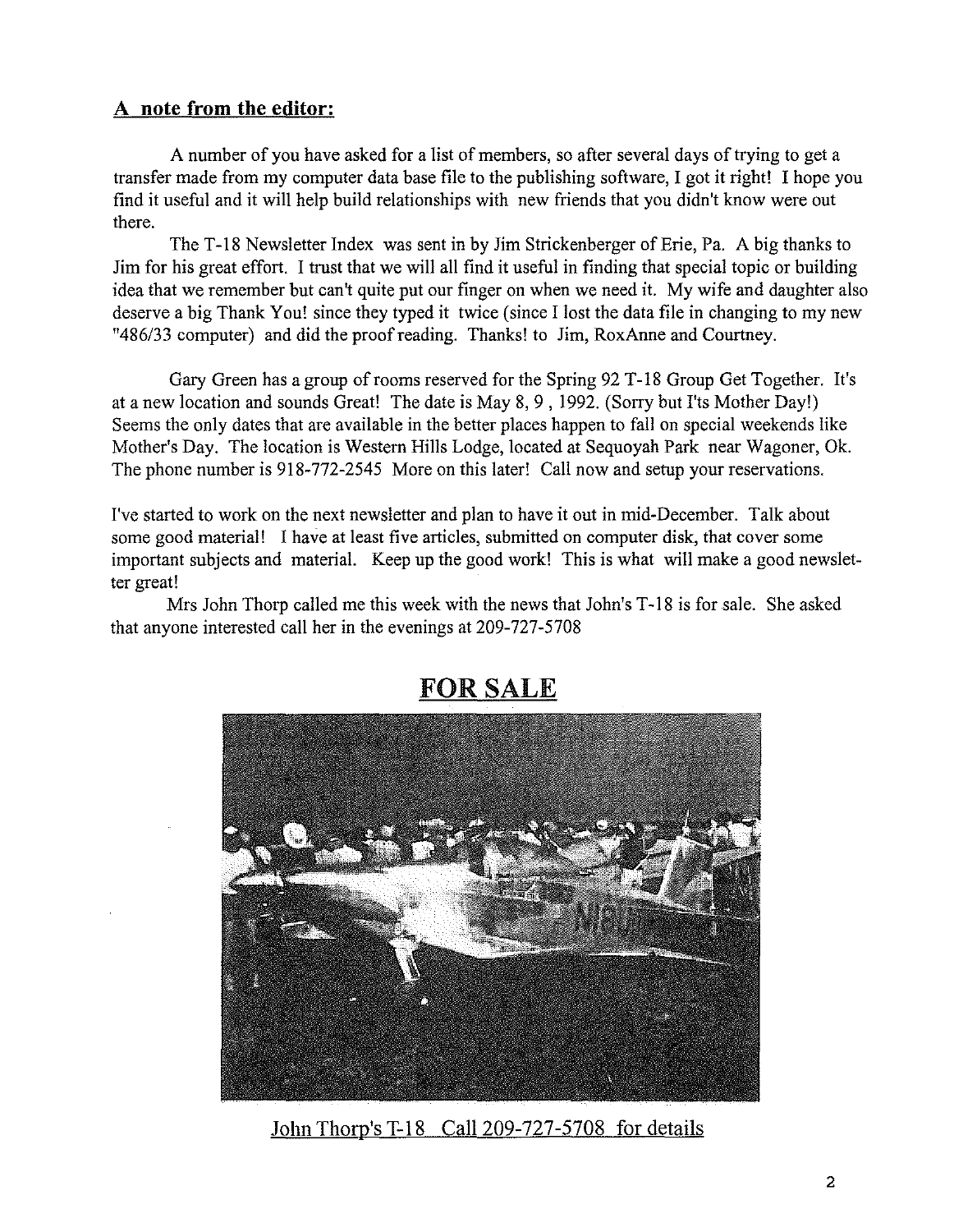## A note from the editor:

A number of you have asked for a list of members, so after several days of trying to get a transfer made from my computer data base file to the publishing software, I got it right! I hope you find it useful and it will help build relationships with new friends that you didn't know were out there.

The T-18 Newsletter Index was sent in by Jim Strickenberger of Erie, Pa. A big thanks to Jim for his great effort. I trust that we will all find it useful in finding that special topic or building idea that we remember but can't quite put our finger on when we need it. My wife and daughter also deserve a big Thank You! since they typed it twice (since I lost the data file in changing to my new "486/33 computer) and did the proof reading. Thanks! to Jim, RoxAnne and Courtney.

Gary Green has a group of rooms reserved for the Spring 92 T-18 Group Get Together. It's at a new location and sounds Great! The date is May 8, 9 , 1992. (Sorry but I'ts Mother Day!) Seems the only dates that are available in the better places happen to fall on special weekends like Mother's Day. The location is Western Hills Lodge, located at Sequoyah Park near Wagoner, Ok. The phone number is 918-772-2545 More on this later! Call now and setup your reservations.

I've started to work on the next newsletter and plan to have it out in mid-December. Talk about some good material! I have at least five articles, submitted on computer disk, that cover some important subjects and material. Keep up the good work! This is what will make a good newsletter great!

Mrs John Thorp called me this week with the news that John's T-18 is for sale. She asked that anyone interested call her in the evenings at 209-727-5708

## FOR SALE

John Thorp's T-18 Call 209-727-5708 for details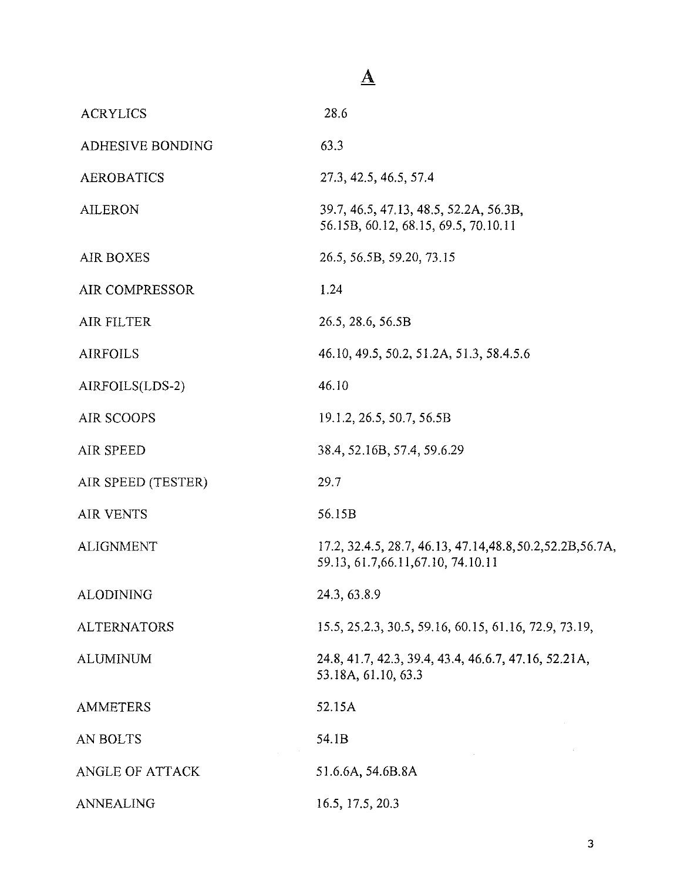# A

| | |
|---|---|
| ACRYLICS | 28.6 |
| ADHESIVE BONDING | 63.3 |
| AEROBATICS | 27.3, 42.5, 46.5, 57.4 |
| AILERON | 39.7, 46.5, 47.13, 48.5, 52.2A, 56.3B, 56.15B, 60.12, 68.15, 69.5, 70.10.11 |
| AIR BOXES | 26.5, 56.5B, 59.20, 73.15 |
| AIR COMPRESSOR | 1.24 |
| AIR FILTER | 26.5, 28.6, 56.5B |
| AIRFOILS | 46.10, 49.5, 50.2, 51.2A, 51.3, 58.4.5.6 |
| AIRFOILS(LDS-2) | 46.10 |
| AIR SCOOPS | 19.1.2, 26.5, 50.7, 56.5B |
| AIR SPEED | 38.4, 52.16B, 57.4, 59.6.29 |
| AIR SPEED (TESTER) | 29.7 |
| AIR VENTS | 56.15B |
| ALIGNMENT | 17.2, 32.4.5, 28.7, 46.13, 47.14,48.8,50.2,52.2B,56.7A, 59.13, 61.7,66.11,67.10, 74.10.11 |
| ALODINING | 24.3, 63.8.9 |
| ALTERNATORS | 15.5, 25.2.3, 30.5, 59.16, 60.15, 61.16, 72.9, 73.19, |
| ALUMINUM | 24.8, 41.7, 42.3, 39.4, 43.4, 46.6.7, 47.16, 52.21A, 53.18A, 61.10, 63.3 |
| AMMETERS | 52.15A |
| AN BOLTS | 54.1B |
| ANGLE OF ATTACK | 51.6.6A, 54.6B.8A |
| ANNEALING | 16.5, 17.5, 20.3 |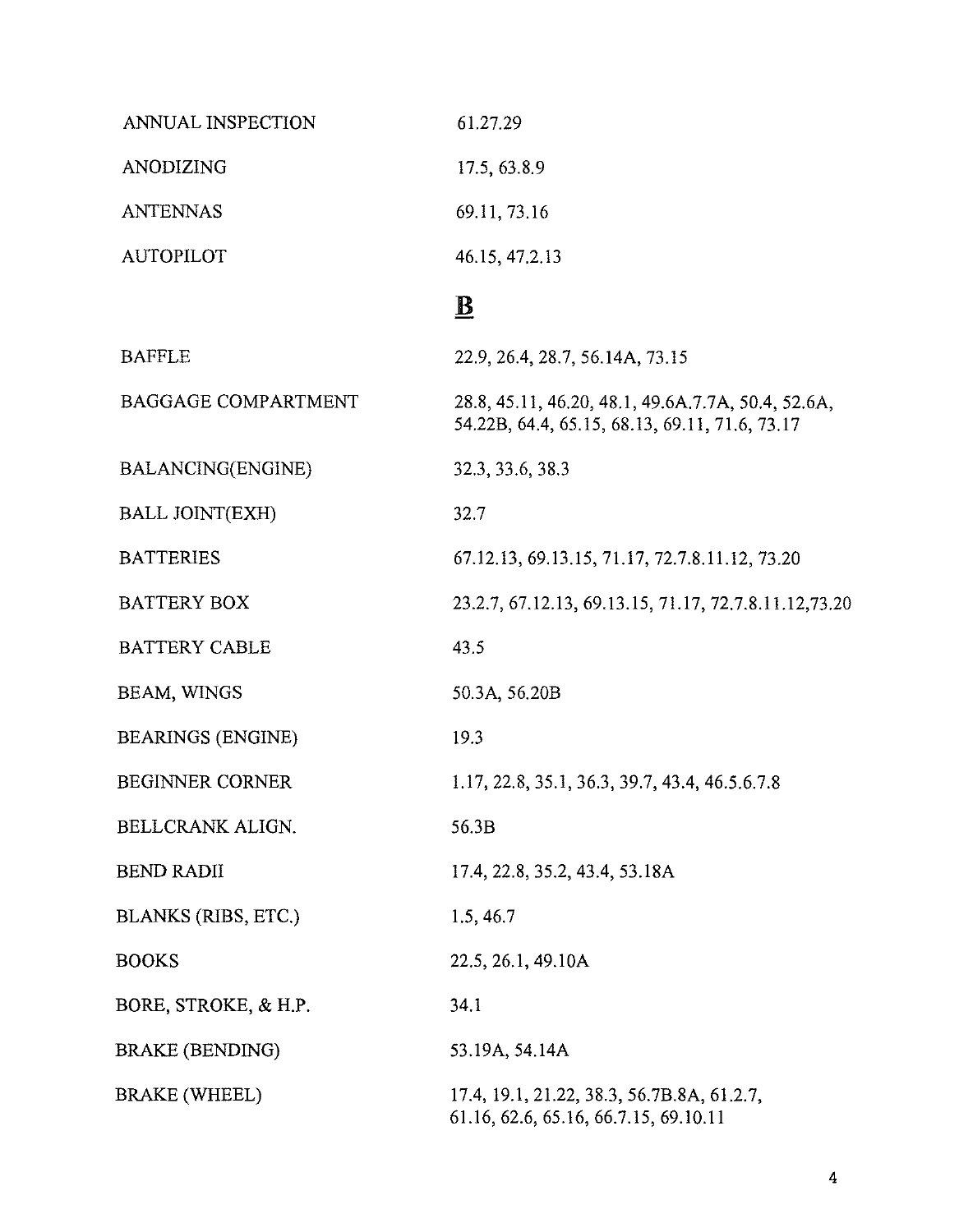| | |
|---|---|
| ANNUAL INSPECTION | 61.27.29 |
| ANODIZING | 17.5, 63.8.9 |
| ANTENNAS | 69.11, 73.16 |
| AUTOPILOT | 46.15, 47.2.13 |

## B

| | |
|---|---|
| BAFFLE | 22.9, 26.4, 28.7, 56.14A, 73.15 |
| BAGGAGE COMPARTMENT | 28.8, 45.11, 46.20, 48.1, 49.6A.7.7A, 50.4, 52.6A, 54.22B, 64.4, 65.15, 68.13, 69.11, 71.6, 73.17 |
| BALANCING(ENGINE) | 32.3, 33.6, 38.3 |
| BALL JOINT(EXH) | 32.7 |
| BATTERIES | 67.12.13, 69.13.15, 71.17, 72.7.8.11.12, 73.20 |
| BATTERY BOX | 23.2.7, 67.12.13, 69.13.15, 71.17, 72.7.8.11.12,73.20 |
| BATTERY CABLE | 43.5 |
| BEAM, WINGS | 50.3A, 56.20B |
| BEARINGS (ENGINE) | 19.3 |
| BEGINNER CORNER | 1.17, 22.8, 35.1, 36.3, 39.7, 43.4, 46.5.6.7.8 |
| BELLCRANK ALIGN. | 56.3B |
| BEND RADII | 17.4, 22.8, 35.2, 43.4, 53.18A |
| BLANKS (RIBS, ETC.) | 1.5, 46.7 |
| BOOKS | 22.5, 26.1, 49.10A |
| BORE, STROKE, & H.P. | 34.1 |
| BRAKE (BENDING) | 53.19A, 54.14A |
| BRAKE (WHEEL) | 17.4, 19.1, 21.22, 38.3, 56.7B.8A, 61.2.7, 61.16, 62.6, 65.16, 66.7.15, 69.10.11 |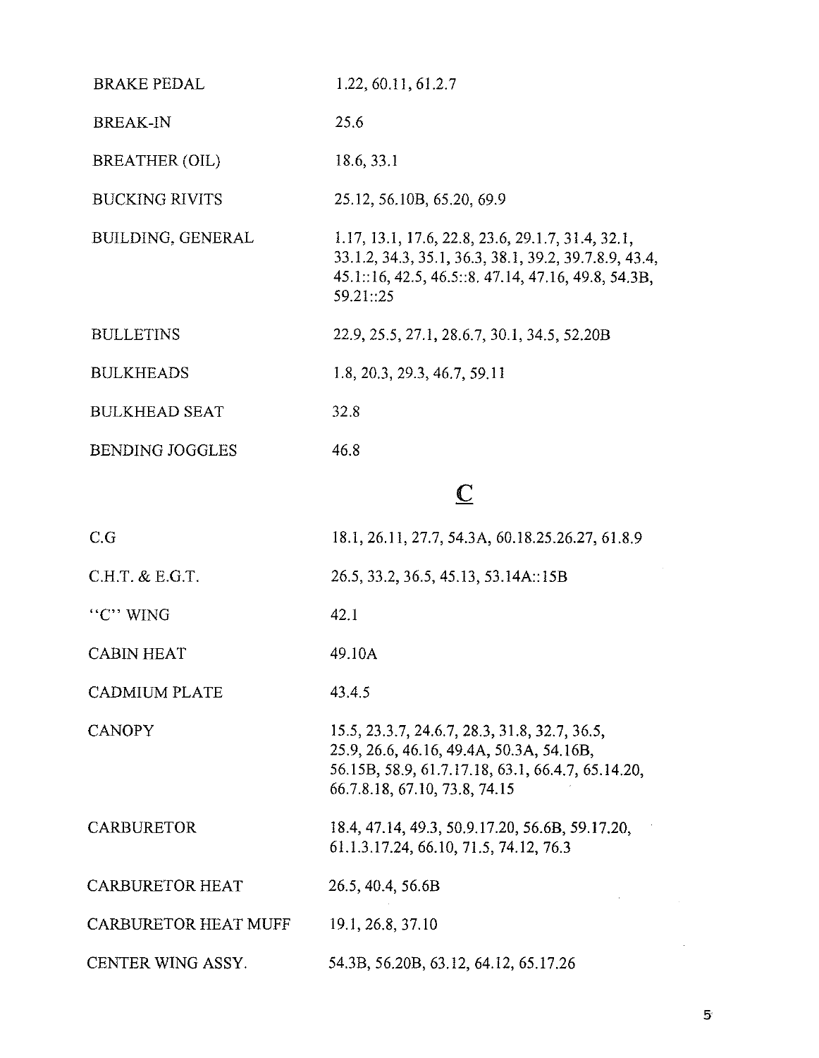| | |
|---|---|
| BRAKE PEDAL | 1.22, 60.11, 61.2.7 |
| BREAK-IN | 25.6 |
| BREATHER (OIL) | 18.6, 33.1 |
| BUCKING RIVITS | 25.12, 56.10B, 65.20, 69.9 |
| BUILDING, GENERAL | 1.17, 13.1, 17.6, 22.8, 23.6, 29.1.7, 31.4, 32.1, 33.1.2, 34.3, 35.1, 36.3, 38.1, 39.2, 39.7.8.9, 43.4, 45.1::16, 42.5, 46.5::8. 47.14, 47.16, 49.8, 54.3B, 59.21::25 |
| BULLETINS | 22.9, 25.5, 27.1, 28.6.7, 30.1, 34.5, 52.20B |
| BULKHEADS | 1.8, 20.3, 29.3, 46.7, 59.11 |
| BULKHEAD SEAT | 32.8 |
| BENDING JOGGLES | 46.8 |

## C

| | |
|---|---|
| C.G | 18.1, 26.11, 27.7, 54.3A, 60.18.25.26.27, 61.8.9 |
| C.H.T. & E.G.T. | 26.5, 33.2, 36.5, 45.13, 53.14A::15B |
| "C" WING | 42.1 |
| CABIN HEAT | 49.10A |
| CADMIUM PLATE | 43.4.5 |
| CANOPY | 15.5, 23.3.7, 24.6.7, 28.3, 31.8, 32.7, 36.5, 25.9, 26.6, 46.16, 49.4A, 50.3A, 54.16B, 56.15B, 58.9, 61.7.17.18, 63.1, 66.4.7, 65.14.20, 66.7.8.18, 67.10, 73.8, 74.15 |
| CARBURETOR | 18.4, 47.14, 49.3, 50.9.17.20, 56.6B, 59.17.20, 61.1.3.17.24, 66.10, 71.5, 74.12, 76.3 |
| CARBURETOR HEAT | 26.5, 40.4, 56.6B |
| CARBURETOR HEAT MUFF | 19.1, 26.8, 37.10 |
| CENTER WING ASSY. | 54.3B, 56.20B, 63.12, 64.12, 65.17.26 |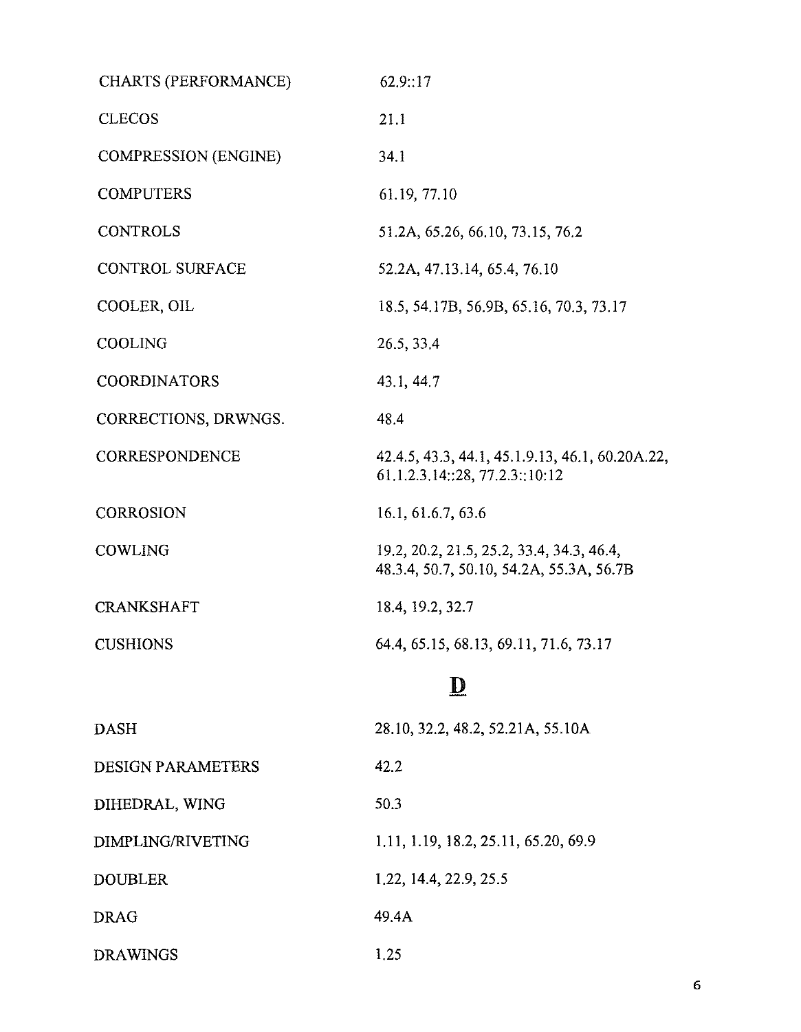| | |
|---|---|
| CHARTS (PERFORMANCE) | 62.9::17 |
| CLECOS | 21.1 |
| COMPRESSION (ENGINE) | 34.1 |
| COMPUTERS | 61.19, 77.10 |
| CONTROLS | 51.2A, 65.26, 66.10, 73.15, 76.2 |
| CONTROL SURFACE | 52.2A, 47.13.14, 65.4, 76.10 |
| COOLER, OIL | 18.5, 54.17B, 56.9B, 65.16, 70.3, 73.17 |
| COOLING | 26.5, 33.4 |
| COORDINATORS | 43.1, 44.7 |
| CORRECTIONS, DRWNGS. | 48.4 |
| CORRESPONDENCE | 42.4.5, 43.3, 44.1, 45.1.9.13, 46.1, 60.20A.22, 61.1.2.3.14::28, 77.2.3::10:12 |
| CORROSION | 16.1, 61.6.7, 63.6 |
| COWLING | 19.2, 20.2, 21.5, 25.2, 33.4, 34.3, 46.4, 48.3.4, 50.7, 50.10, 54.2A, 55.3A, 56.7B |
| CRANKSHAFT | 18.4, 19.2, 32.7 |
| CUSHIONS | 64.4, 65.15, 68.13, 69.11, 71.6, 73.17 |

## D

| | |
|---|---|
| DASH | 28.10, 32.2, 48.2, 52.21A, 55.10A |
| DESIGN PARAMETERS | 42.2 |
| DIHEDRAL, WING | 50.3 |
| DIMPLING/RIVETING | 1.11, 1.19, 18.2, 25.11, 65.20, 69.9 |
| DOUBLER | 1.22, 14.4, 22.9, 25.5 |
| DRAG | 49.4A |
| DRAWINGS | 1.25 |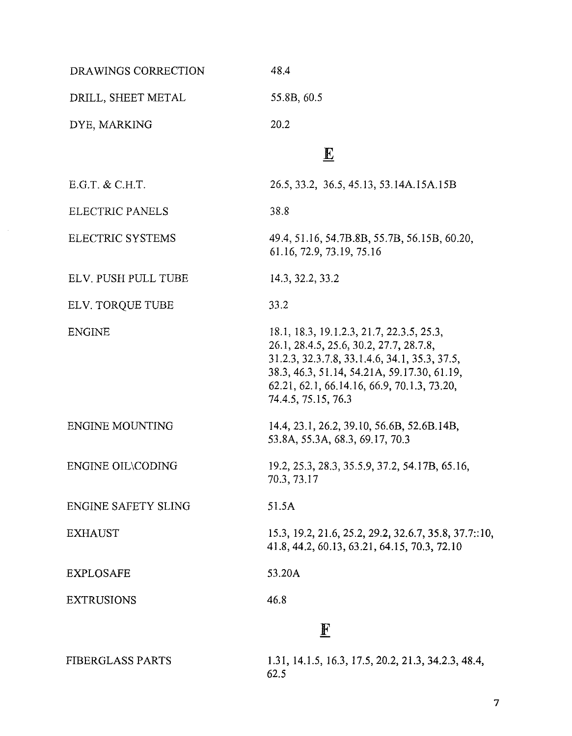| | |
|---|---|
| DRAWINGS CORRECTION | 48.4 |
| DRILL, SHEET METAL | 55.8B, 60.5 |
| DYE, MARKING | 20.2 |

## E

| | |
|---|---|
| E.G.T. & C.H.T. | 26.5, 33.2, 36.5, 45.13, 53.14A.15A.15B |
| ELECTRIC PANELS | 38.8 |
| ELECTRIC SYSTEMS | 49.4, 51.16, 54.7B.8B, 55.7B, 56.15B, 60.20, 61.16, 72.9, 73.19, 75.16 |
| ELV. PUSH PULL TUBE | 14.3, 32.2, 33.2 |
| ELV. TORQUE TUBE | 33.2 |
| ENGINE | 18.1, 18.3, 19.1.2.3, 21.7, 22.3.5, 25.3, 26.1, 28.4.5, 25.6, 30.2, 27.7, 28.7.8, 31.2.3, 32.3.7.8, 33.1.4.6, 34.1, 35.3, 37.5, 38.3, 46.3, 51.14, 54.21A, 59.17.30, 61.19, 62.21, 62.1, 66.14.16, 66.9, 70.1.3, 73.20, 74.4.5, 75.15, 76.3 |
| ENGINE MOUNTING | 14.4, 23.1, 26.2, 39.10, 56.6B, 52.6B.14B, 53.8A, 55.3A, 68.3, 69.17, 70.3 |
| ENGINE OIL\CODING | 19.2, 25.3, 28.3, 35.5.9, 37.2, 54.17B, 65.16, 70.3, 73.17 |
| ENGINE SAFETY SLING | 51.5A |
| EXHAUST | 15.3, 19.2, 21.6, 25.2, 29.2, 32.6.7, 35.8, 37.7::10, 41.8, 44.2, 60.13, 63.21, 64.15, 70.3, 72.10 |
| EXPLOSAFE | 53.20A |
| EXTRUSIONS | 46.8 |

## F

| | |
|---|---|
| FIBERGLASS PARTS | 1.31, 14.1.5, 16.3, 17.5, 20.2, 21.3, 34.2.3, 48.4, 62.5 |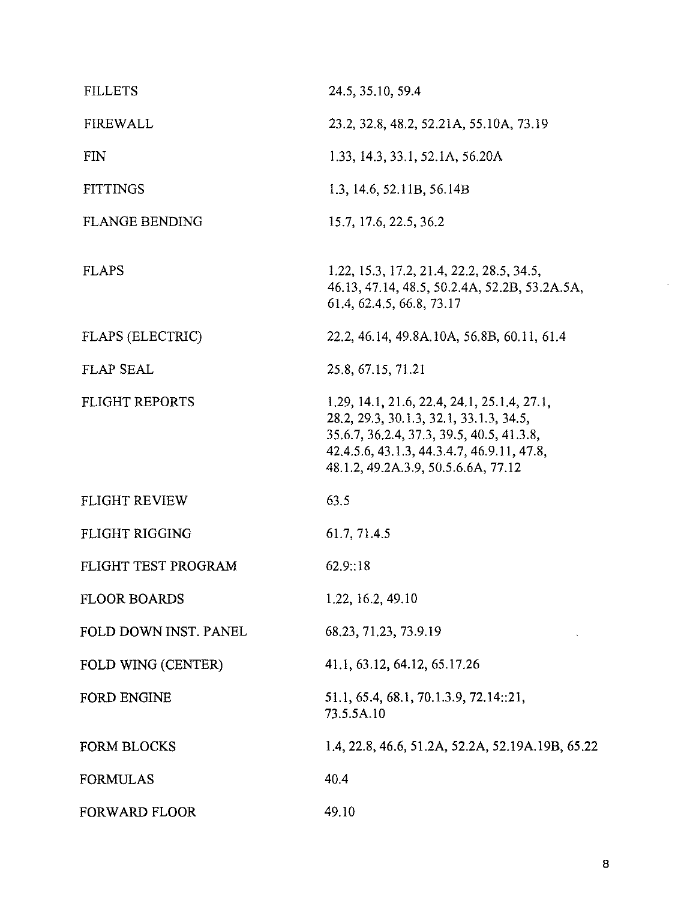| | |
|---|---|
| FILLETS | 24.5, 35.10, 59.4 |
| FIREWALL | 23.2, 32.8, 48.2, 52.21A, 55.10A, 73.19 |
| FIN | 1.33, 14.3, 33.1, 52.1A, 56.20A |
| FITTINGS | 1.3, 14.6, 52.11B, 56.14B |
| FLANGE BENDING | 15.7, 17.6, 22.5, 36.2 |
| FLAPS | 1.22, 15.3, 17.2, 21.4, 22.2, 28.5, 34.5, 46.13, 47.14, 48.5, 50.2.4A, 52.2B, 53.2A.5A, 61.4, 62.4.5, 66.8, 73.17 |
| FLAPS (ELECTRIC) | 22.2, 46.14, 49.8A.10A, 56.8B, 60.11, 61.4 |
| FLAP SEAL | 25.8, 67.15, 71.21 |
| FLIGHT REPORTS | 1.29, 14.1, 21.6, 22.4, 24.1, 25.1.4, 27.1, 28.2, 29.3, 30.1.3, 32.1, 33.1.3, 34.5, 35.6.7, 36.2.4, 37.3, 39.5, 40.5, 41.3.8, 42.4.5.6, 43.1.3, 44.3.4.7, 46.9.11, 47.8, 48.1.2, 49.2A.3.9, 50.5.6.6A, 77.12 |
| FLIGHT REVIEW | 63.5 |
| FLIGHT RIGGING | 61.7, 71.4.5 |
| FLIGHT TEST PROGRAM | 62.9::18 |
| FLOOR BOARDS | 1.22, 16.2, 49.10 |
| FOLD DOWN INST. PANEL | 68.23, 71.23, 73.9.19 |
| FOLD WING (CENTER) | 41.1, 63.12, 64.12, 65.17.26 |
| FORD ENGINE | 51.1, 65.4, 68.1, 70.1.3.9, 72.14::21, 73.5.5A.10 |
| FORM BLOCKS | 1.4, 22.8, 46.6, 51.2A, 52.2A, 52.19A.19B, 65.22 |
| FORMULAS | 40.4 |
| FORWARD FLOOR | 49.10 |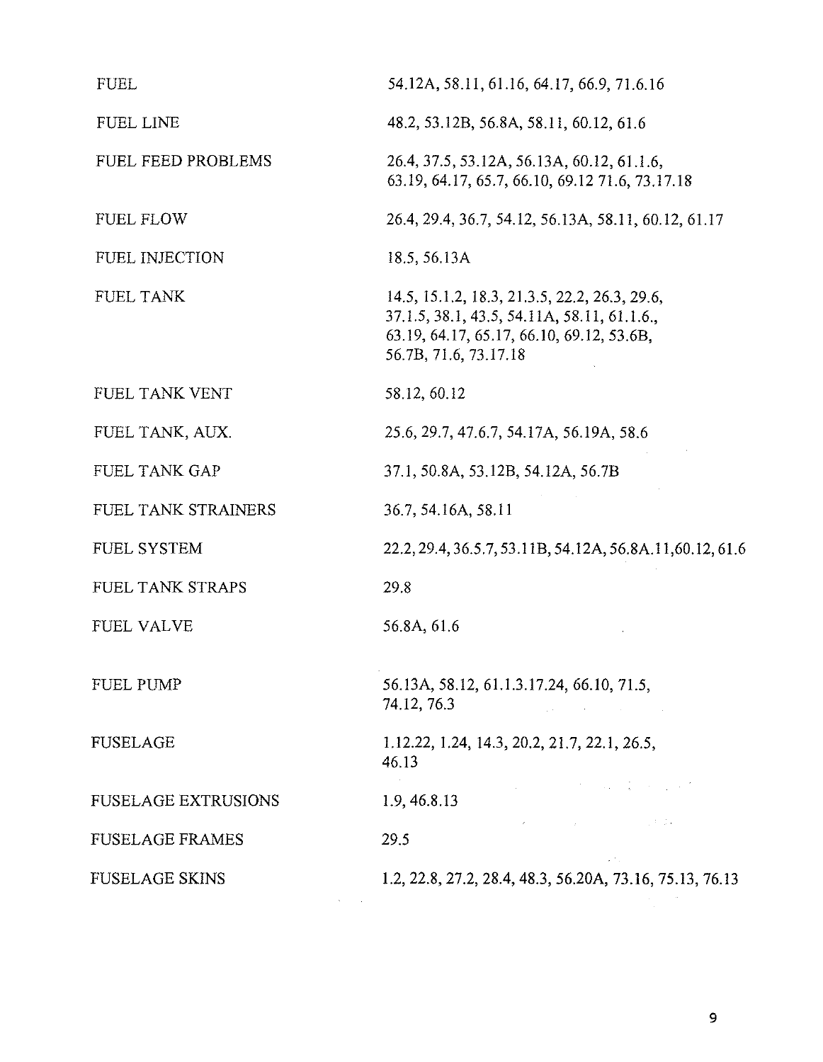| | |
|---|---|
| FUEL | 54.12A, 58.11, 61.16, 64.17, 66.9, 71.6.16 |
| FUEL LINE | 48.2, 53.12B, 56.8A, 58.11, 60.12, 61.6 |
| FUEL FEED PROBLEMS | 26.4, 37.5, 53.12A, 56.13A, 60.12, 61.1.6, 63.19, 64.17, 65.7, 66.10, 69.12 71.6, 73.17.18 |
| FUEL FLOW | 26.4, 29.4, 36.7, 54.12, 56.13A, 58.11, 60.12, 61.17 |
| FUEL INJECTION | 18.5, 56.13A |
| FUEL TANK | 14.5, 15.1.2, 18.3, 21.3.5, 22.2, 26.3, 29.6, 37.1.5, 38.1, 43.5, 54.11A, 58.11, 61.1.6., 63.19, 64.17, 65.17, 66.10, 69.12, 53.6B, 56.7B, 71.6, 73.17.18 |
| FUEL TANK VENT | 58.12, 60.12 |
| FUEL TANK, AUX. | 25.6, 29.7, 47.6.7, 54.17A, 56.19A, 58.6 |
| FUEL TANK GAP | 37.1, 50.8A, 53.12B, 54.12A, 56.7B |
| FUEL TANK STRAINERS | 36.7, 54.16A, 58.11 |
| FUEL SYSTEM | 22.2, 29.4, 36.5.7, 53.11B, 54.12A, 56.8A.11,60.12, 61.6 |
| FUEL TANK STRAPS | 29.8 |
| FUEL VALVE | 56.8A, 61.6 |
| FUEL PUMP | 56.13A, 58.12, 61.1.3.17.24, 66.10, 71.5, 74.12, 76.3 |
| FUSELAGE | 1.12.22, 1.24, 14.3, 20.2, 21.7, 22.1, 26.5, 46.13 |
| FUSELAGE EXTRUSIONS | 1.9, 46.8.13 |
| FUSELAGE FRAMES | 29.5 |
| FUSELAGE SKINS | 1.2, 22.8, 27.2, 28.4, 48.3, 56.20A, 73.16, 75.13, 76.13 |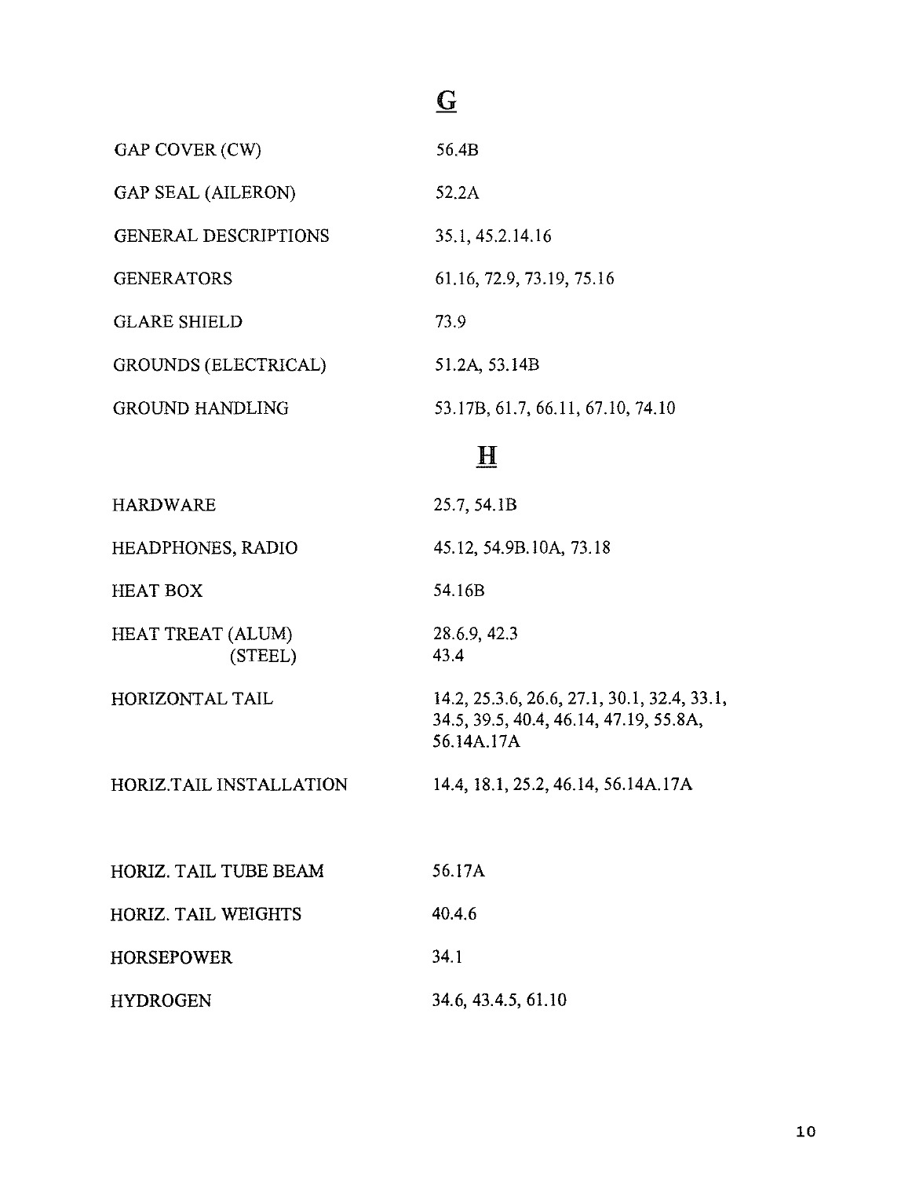## G

| | |
|---|---|
| GAP COVER (CW) | 56.4B |
| GAP SEAL (AILERON) | 52.2A |
| GENERAL DESCRIPTIONS | 35.1, 45.2.14.16 |
| GENERATORS | 61.16, 72.9, 73.19, 75.16 |
| GLARE SHIELD | 73.9 |
| GROUNDS (ELECTRICAL) | 51.2A, 53.14B |
| GROUND HANDLING | 53.17B, 61.7, 66.11, 67.10, 74.10 |

## H

| | |
|---|---|
| HARDWARE | 25.7, 54.1B |
| HEADPHONES, RADIO | 45.12, 54.9B.10A, 73.18 |
| HEAT BOX | 54.16B |
| HEAT TREAT (ALUM) | 28.6.9, 42.3 |
| (STEEL) | 43.4 |
| HORIZONTAL TAIL | 14.2, 25.3.6, 26.6, 27.1, 30.1, 32.4, 33.1, 34.5, 39.5, 40.4, 46.14, 47.19, 55.8A, 56.14A.17A |
| HORIZ.TAIL INSTALLATION | 14.4, 18.1, 25.2, 46.14, 56.14A.17A |
| HORIZ. TAIL TUBE BEAM | 56.17A |
| HORIZ. TAIL WEIGHTS | 40.4.6 |
| HORSEPOWER | 34.1 |
| HYDROGEN | 34.6, 43.4.5, 61.10 |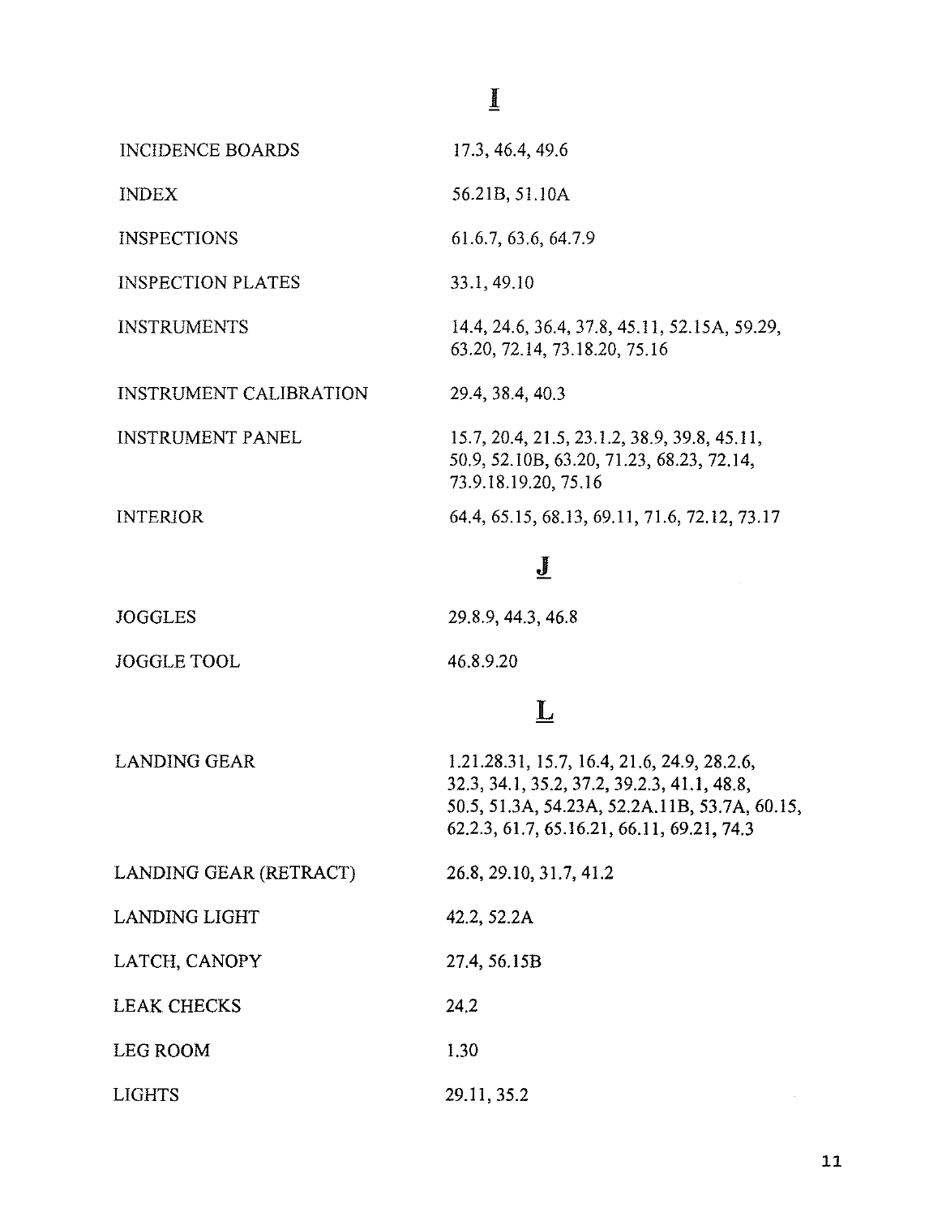## I

| | |
|---|---|
| INCIDENCE BOARDS | 17.3, 46.4, 49.6 |
| INDEX | 56.21B, 51.10A |
| INSPECTIONS | 61.6.7, 63.6, 64.7.9 |
| INSPECTION PLATES | 33.1, 49.10 |
| INSTRUMENTS | 14.4, 24.6, 36.4, 37.8, 45.11, 52.15A, 59.29, 63.20, 72.14, 73.18.20, 75.16 |
| INSTRUMENT CALIBRATION | 29.4, 38.4, 40.3 |
| INSTRUMENT PANEL | 15.7, 20.4, 21.5, 23.1.2, 38.9, 39.8, 45.11, 50.9, 52.10B, 63.20, 71.23, 68.23, 72.14, 73.9.18.19.20, 75.16 |
| INTERIOR | 64.4, 65.15, 68.13, 69.11, 71.6, 72.12, 73.17 |

## J

| | |
|---|---|
| JOGGLES | 29.8.9, 44.3, 46.8 |
| JOGGLE TOOL | 46.8.9.20 |

## L

| | |
|---|---|
| LANDING GEAR | 1.21.28.31, 15.7, 16.4, 21.6, 24.9, 28.2.6, 32.3, 34.1, 35.2, 37.2, 39.2.3, 41.1, 48.8, 50.5, 51.3A, 54.23A, 52.2A.11B, 53.7A, 60.15, 62.2.3, 61.7, 65.16.21, 66.11, 69.21, 74.3 |
| LANDING GEAR (RETRACT) | 26.8, 29.10, 31.7, 41.2 |
| LANDING LIGHT | 42.2, 52.2A |
| LATCH, CANOPY | 27.4, 56.15B |
| LEAK CHECKS | 24.2 |
| LEG ROOM | 1.30 |
| LIGHTS | 29.11, 35.2 |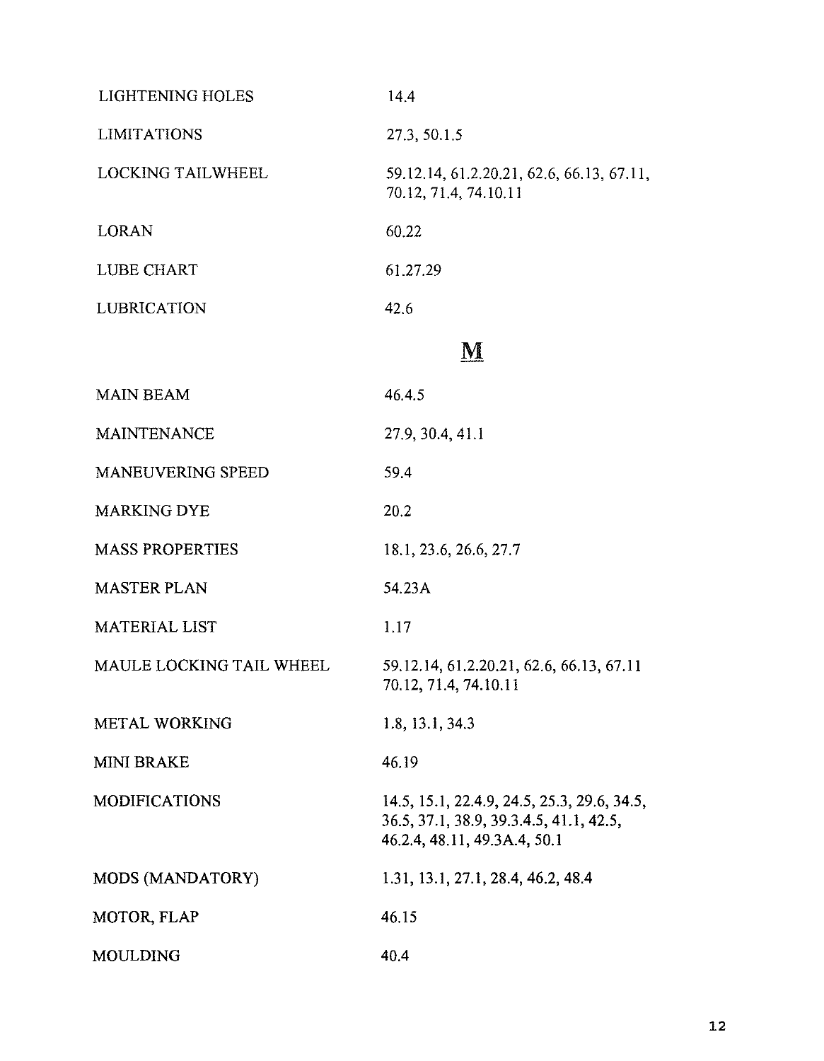| | |
|---|---|
| LIGHTENING HOLES | 14.4 |
| LIMITATIONS | 27.3, 50.1.5 |
| LOCKING TAILWHEEL | 59.12.14, 61.2.20.21, 62.6, 66.13, 67.11, 70.12, 71.4, 74.10.11 |
| LORAN | 60.22 |
| LUBE CHART | 61.27.29 |
| LUBRICATION | 42.6 |

## M

| | |
|---|---|
| MAIN BEAM | 46.4.5 |
| MAINTENANCE | 27.9, 30.4, 41.1 |
| MANEUVERING SPEED | 59.4 |
| MARKING DYE | 20.2 |
| MASS PROPERTIES | 18.1, 23.6, 26.6, 27.7 |
| MASTER PLAN | 54.23A |
| MATERIAL LIST | 1.17 |
| MAULE LOCKING TAIL WHEEL | 59.12.14, 61.2.20.21, 62.6, 66.13, 67.11 70.12, 71.4, 74.10.11 |
| METAL WORKING | 1.8, 13.1, 34.3 |
| MINI BRAKE | 46.19 |
| MODIFICATIONS | 14.5, 15.1, 22.4.9, 24.5, 25.3, 29.6, 34.5, 36.5, 37.1, 38.9, 39.3.4.5, 41.1, 42.5, 46.2.4, 48.11, 49.3A.4, 50.1 |
| MODS (MANDATORY) | 1.31, 13.1, 27.1, 28.4, 46.2, 48.4 |
| MOTOR, FLAP | 46.15 |
| MOULDING | 40.4 |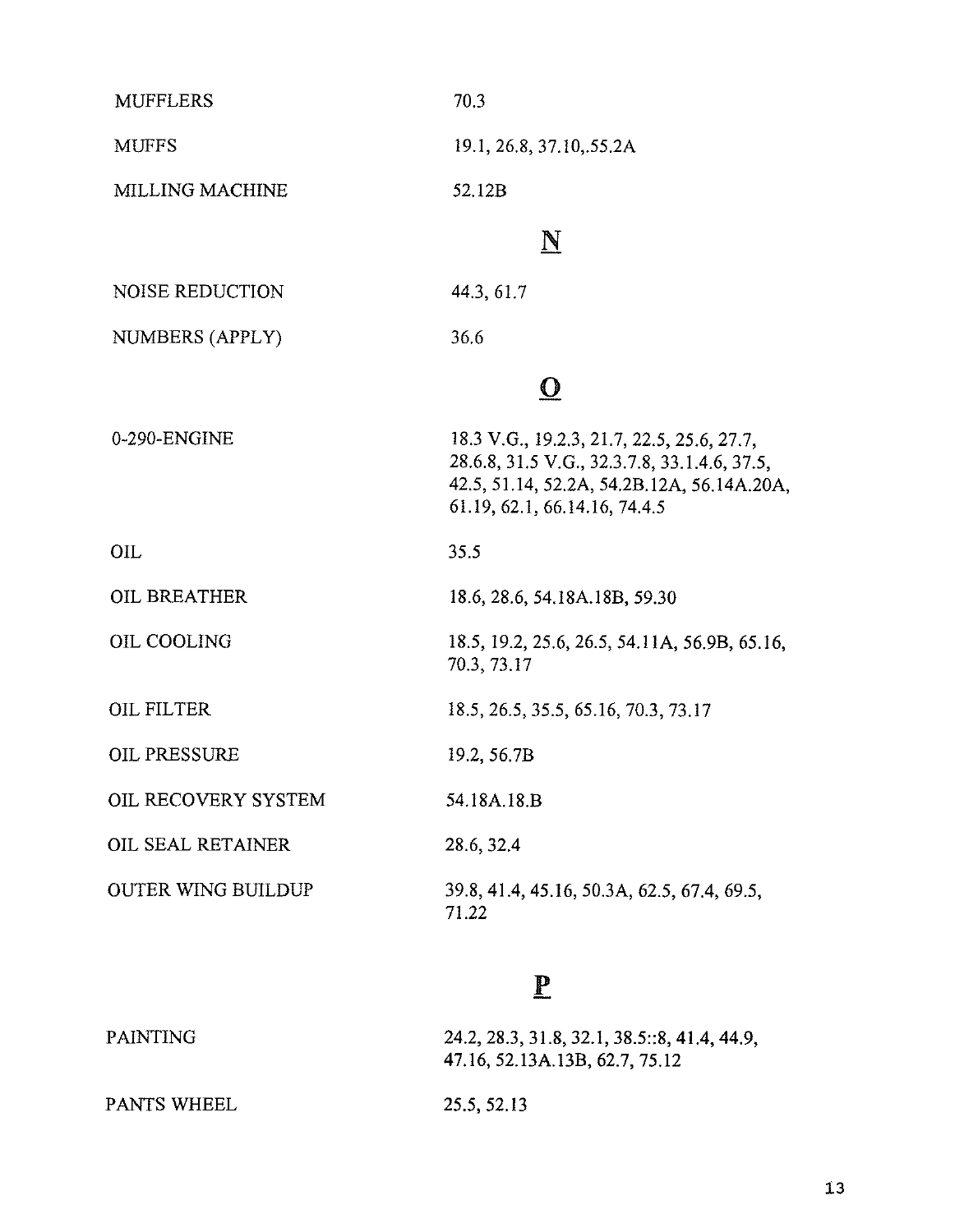| | |
|---|---|
| MUFFLERS | 70.3 |
| MUFFS | 19.1, 26.8, 37.10,.55.2A |
| MILLING MACHINE | 52.12B |

## N

| | |
|---|---|
| NOISE REDUCTION | 44.3, 61.7 |
| NUMBERS (APPLY) | 36.6 |

## O

| | |
|---|---|
| 0-290-ENGINE | 18.3 V.G., 19.2.3, 21.7, 22.5, 25.6, 27.7, 28.6.8, 31.5 V.G., 32.3.7.8, 33.1.4.6, 37.5, 42.5, 51.14, 52.2A, 54.2B.12A, 56.14A.20A, 61.19, 62.1, 66.14.16, 74.4.5 |
| OIL | 35.5 |
| OIL BREATHER | 18.6, 28.6, 54.18A.18B, 59.30 |
| OIL COOLING | 18.5, 19.2, 25.6, 26.5, 54.11A, 56.9B, 65.16, 70.3, 73.17 |
| OIL FILTER | 18.5, 26.5, 35.5, 65.16, 70.3, 73.17 |
| OIL PRESSURE | 19.2, 56.7B |
| OIL RECOVERY SYSTEM | 54.18A.18.B |
| OIL SEAL RETAINER | 28.6, 32.4 |
| OUTER WING BUILDUP | 39.8, 41.4, 45.16, 50.3A, 62.5, 67.4, 69.5, 71.22 |

## P

| | |
|---|---|
| PAINTING | 24.2, 28.3, 31.8, 32.1, 38.5::8, 41.4, 44.9, 47.16, 52.13A.13B, 62.7, 75.12 |
| PANTS WHEEL | 25.5, 52.13 |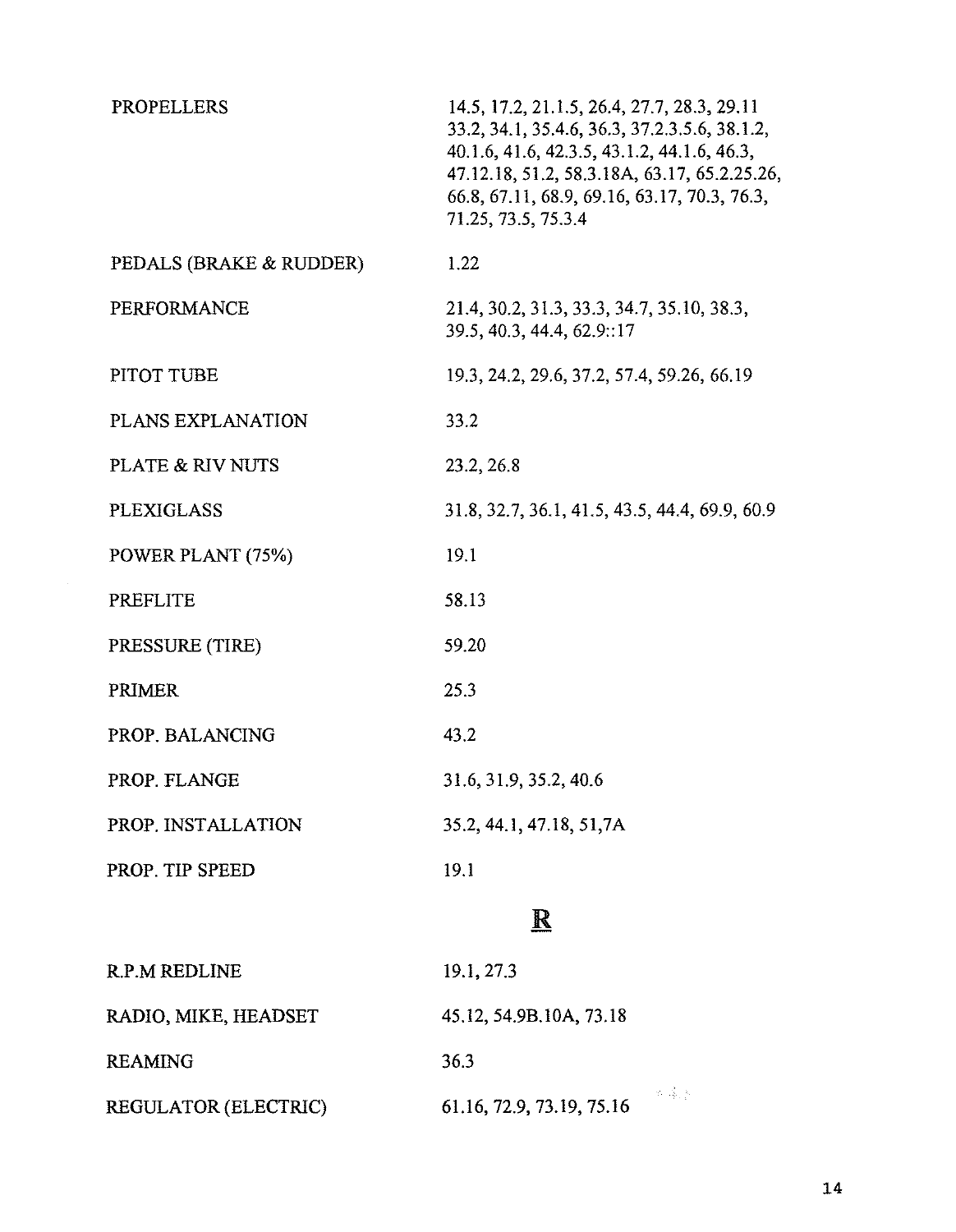| | |
|---|---|
| PROPELLERS | 14.5, 17.2, 21.1.5, 26.4, 27.7, 28.3, 29.11 33.2, 34.1, 35.4.6, 36.3, 37.2.3.5.6, 38.1.2, 40.1.6, 41.6, 42.3.5, 43.1.2, 44.1.6, 46.3, 47.12.18, 51.2, 58.3.18A, 63.17, 65.2.25.26, 66.8, 67.11, 68.9, 69.16, 63.17, 70.3, 76.3, 71.25, 73.5, 75.3.4 |
| PEDALS (BRAKE & RUDDER) | 1.22 |
| PERFORMANCE | 21.4, 30.2, 31.3, 33.3, 34.7, 35.10, 38.3, 39.5, 40.3, 44.4, 62.9::17 |
| PITOT TUBE | 19.3, 24.2, 29.6, 37.2, 57.4, 59.26, 66.19 |
| PLANS EXPLANATION | 33.2 |
| PLATE & RIV NUTS | 23.2, 26.8 |
| PLEXIGLASS | 31.8, 32.7, 36.1, 41.5, 43.5, 44.4, 69.9, 60.9 |
| POWER PLANT (75%) | 19.1 |
| PREFLITE | 58.13 |
| PRESSURE (TIRE) | 59.20 |
| PRIMER | 25.3 |
| PROP. BALANCING | 43.2 |
| PROP. FLANGE | 31.6, 31.9, 35.2, 40.6 |
| PROP. INSTALLATION | 35.2, 44.1, 47.18, 51,7A |
| PROP. TIP SPEED | 19.1 |

## R

| | |
|---|---|
| R.P.M REDLINE | 19.1, 27.3 |
| RADIO, MIKE, HEADSET | 45.12, 54.9B.10A, 73.18 |
| REAMING | 36.3 |
| REGULATOR (ELECTRIC) | 61.16, 72.9, 73.19, 75.16 |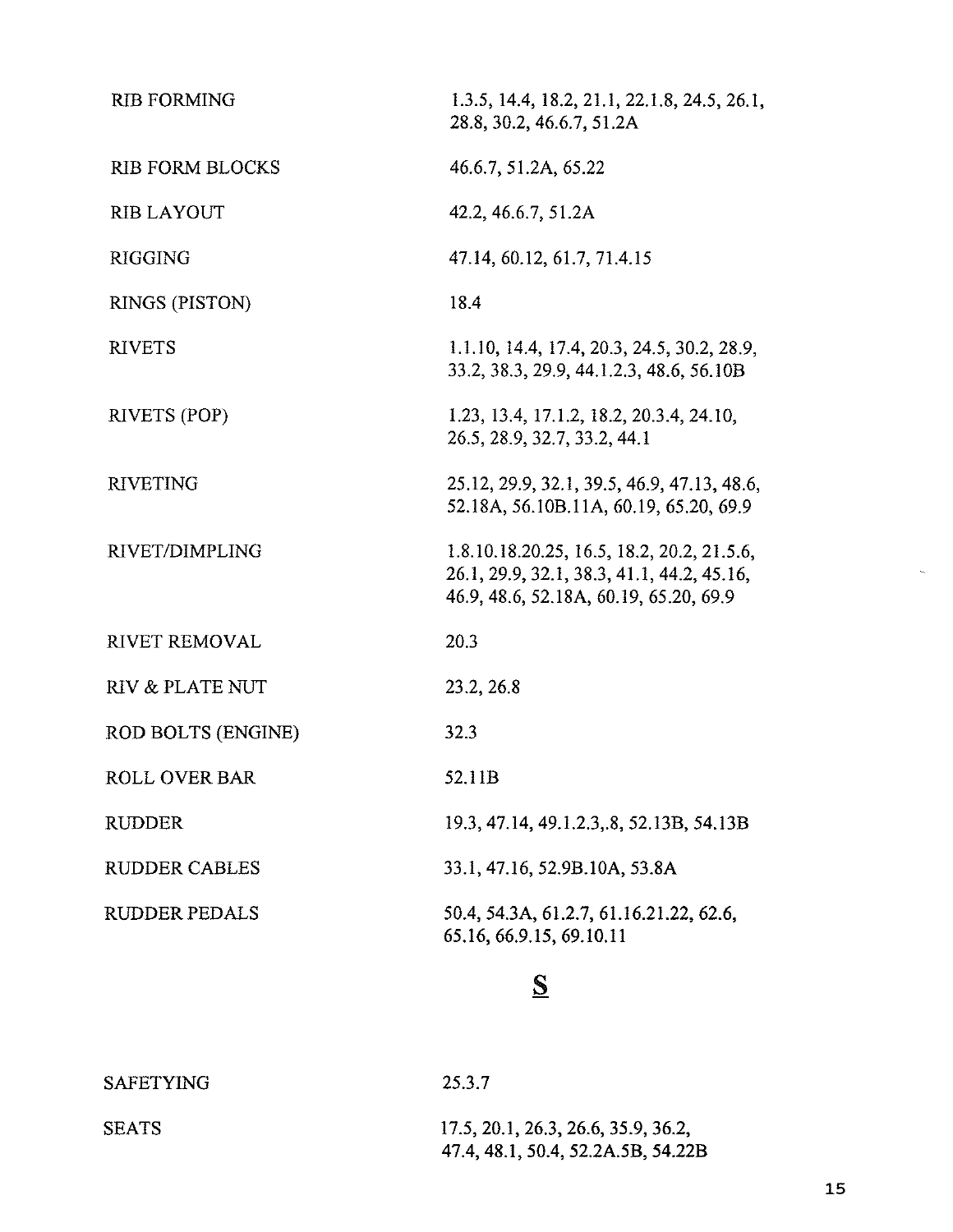| | |
|---|---|
| RIB FORMING | 1.3.5, 14.4, 18.2, 21.1, 22.1.8, 24.5, 26.1, 28.8, 30.2, 46.6.7, 51.2A |
| RIB FORM BLOCKS | 46.6.7, 51.2A, 65.22 |
| RIB LAYOUT | 42.2, 46.6.7, 51.2A |
| RIGGING | 47.14, 60.12, 61.7, 71.4.15 |
| RINGS (PISTON) | 18.4 |
| RIVETS | 1.1.10, 14.4, 17.4, 20.3, 24.5, 30.2, 28.9, 33.2, 38.3, 29.9, 44.1.2.3, 48.6, 56.10B |
| RIVETS (POP) | 1.23, 13.4, 17.1.2, 18.2, 20.3.4, 24.10, 26.5, 28.9, 32.7, 33.2, 44.1 |
| RIVETING | 25.12, 29.9, 32.1, 39.5, 46.9, 47.13, 48.6, 52.18A, 56.10B.11A, 60.19, 65.20, 69.9 |
| RIVET/DIMPLING | 1.8.10.18.20.25, 16.5, 18.2, 20.2, 21.5.6, 26.1, 29.9, 32.1, 38.3, 41.1, 44.2, 45.16, 46.9, 48.6, 52.18A, 60.19, 65.20, 69.9 |
| RIVET REMOVAL | 20.3 |
| RIV & PLATE NUT | 23.2, 26.8 |
| ROD BOLTS (ENGINE) | 32.3 |
| ROLL OVER BAR | 52.11B |
| RUDDER | 19.3, 47.14, 49.1.2.3,.8, 52.13B, 54.13B |
| RUDDER CABLES | 33.1, 47.16, 52.9B.10A, 53.8A |
| RUDDER PEDALS | 50.4, 54.3A, 61.2.7, 61.16.21.22, 62.6, 65.16, 66.9.15, 69.10.11 |

## S

| | |
|---|---|
| SAFETYING | 25.3.7 |
| SEATS | 17.5, 20.1, 26.3, 26.6, 35.9, 36.2, 47.4, 48.1, 50.4, 52.2A.5B, 54.22B |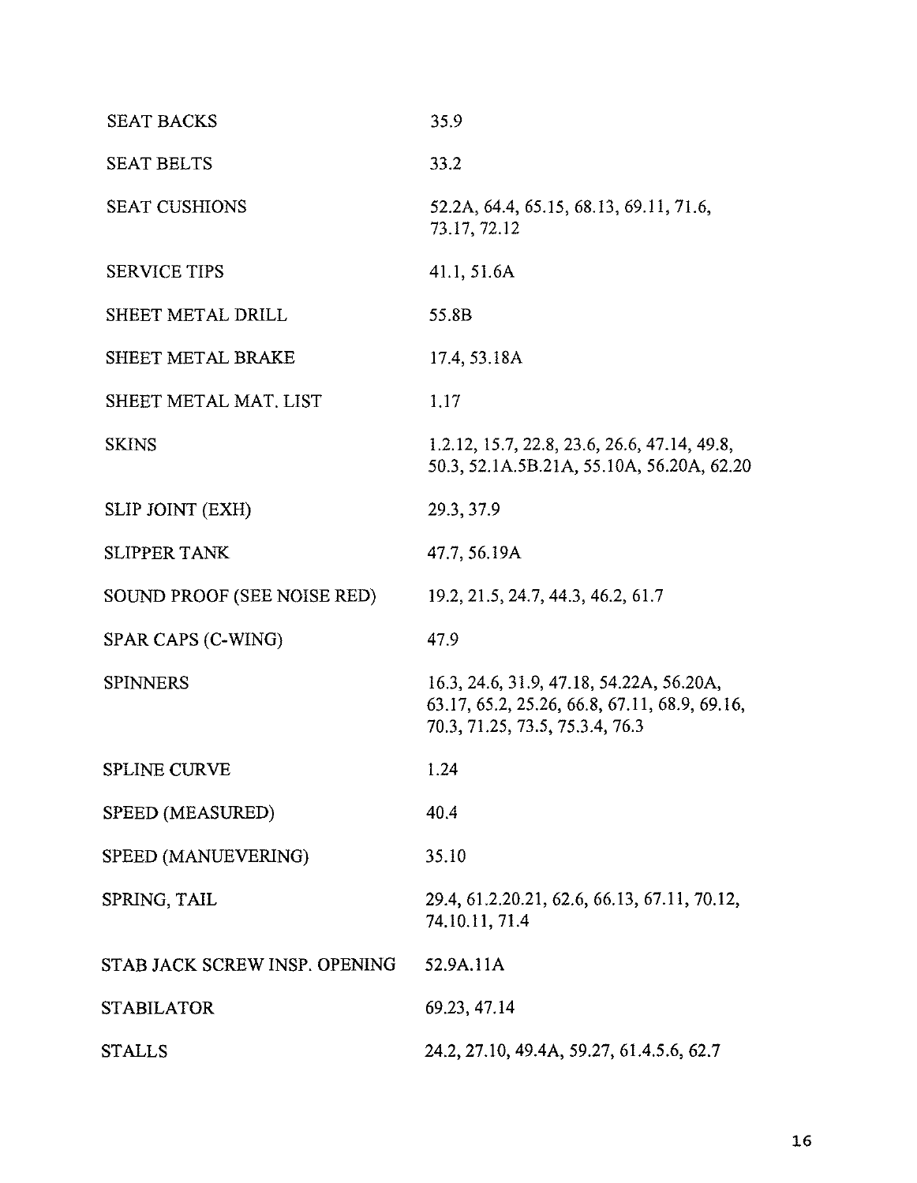| | |
|---|---|
| SEAT BACKS | 35.9 |
| SEAT BELTS | 33.2 |
| SEAT CUSHIONS | 52.2A, 64.4, 65.15, 68.13, 69.11, 71.6, 73.17, 72.12 |
| SERVICE TIPS | 41.1, 51.6A |
| SHEET METAL DRILL | 55.8B |
| SHEET METAL BRAKE | 17.4, 53.18A |
| SHEET METAL MAT. LIST | 1.17 |
| SKINS | 1.2.12, 15.7, 22.8, 23.6, 26.6, 47.14, 49.8, 50.3, 52.1A.5B.21A, 55.10A, 56.20A, 62.20 |
| SLIP JOINT (EXH) | 29.3, 37.9 |
| SLIPPER TANK | 47.7, 56.19A |
| SOUND PROOF (SEE NOISE RED) | 19.2, 21.5, 24.7, 44.3, 46.2, 61.7 |
| SPAR CAPS (C-WING) | 47.9 |
| SPINNERS | 16.3, 24.6, 31.9, 47.18, 54.22A, 56.20A, 63.17, 65.2, 25.26, 66.8, 67.11, 68.9, 69.16, 70.3, 71.25, 73.5, 75.3.4, 76.3 |
| SPLINE CURVE | 1.24 |
| SPEED (MEASURED) | 40.4 |
| SPEED (MANUEVERING) | 35.10 |
| SPRING, TAIL | 29.4, 61.2.20.21, 62.6, 66.13, 67.11, 70.12, 74.10.11, 71.4 |
| STAB JACK SCREW INSP. OPENING | 52.9A.11A |
| STABILATOR | 69.23, 47.14 |
| STALLS | 24.2, 27.10, 49.4A, 59.27, 61.4.5.6, 62.7 |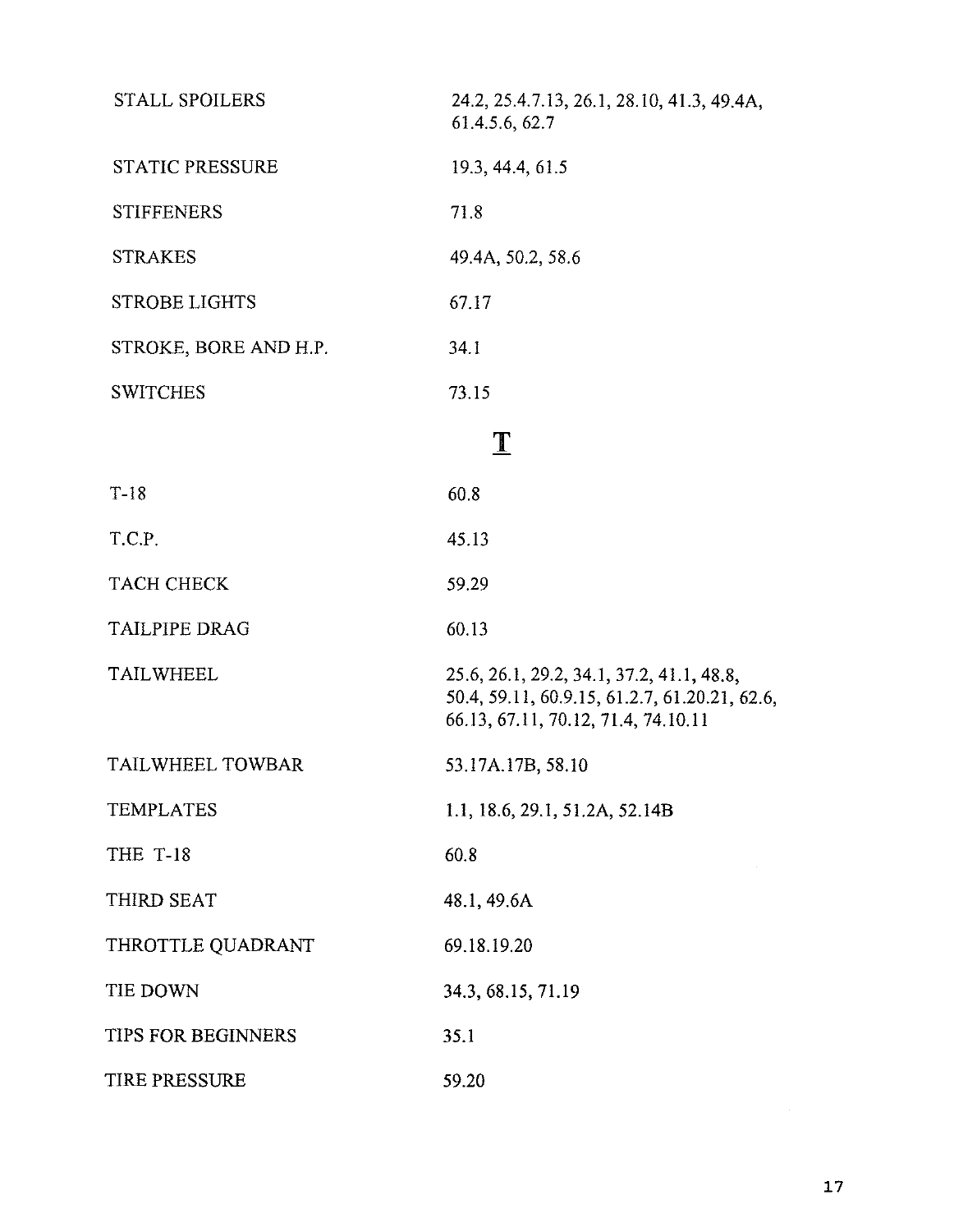| | |
|---|---|
| STALL SPOILERS | 24.2, 25.4.7.13, 26.1, 28.10, 41.3, 49.4A, 61.4.5.6, 62.7 |
| STATIC PRESSURE | 19.3, 44.4, 61.5 |
| STIFFENERS | 71.8 |
| STRAKES | 49.4A, 50.2, 58.6 |
| STROBE LIGHTS | 67.17 |
| STROKE, BORE AND H.P. | 34.1 |
| SWITCHES | 73.15 |

## T

| | |
|---|---|
| T-18 | 60.8 |
| T.C.P. | 45.13 |
| TACH CHECK | 59.29 |
| TAILPIPE DRAG | 60.13 |
| TAILWHEEL | 25.6, 26.1, 29.2, 34.1, 37.2, 41.1, 48.8, 50.4, 59.11, 60.9.15, 61.2.7, 61.20.21, 62.6, 66.13, 67.11, 70.12, 71.4, 74.10.11 |
| TAILWHEEL TOWBAR | 53.17A.17B, 58.10 |
| TEMPLATES | 1.1, 18.6, 29.1, 51.2A, 52.14B |
| THE T-18 | 60.8 |
| THIRD SEAT | 48.1, 49.6A |
| THROTTLE QUADRANT | 69.18.19.20 |
| TIE DOWN | 34.3, 68.15, 71.19 |
| TIPS FOR BEGINNERS | 35.1 |
| TIRE PRESSURE | 59.20 |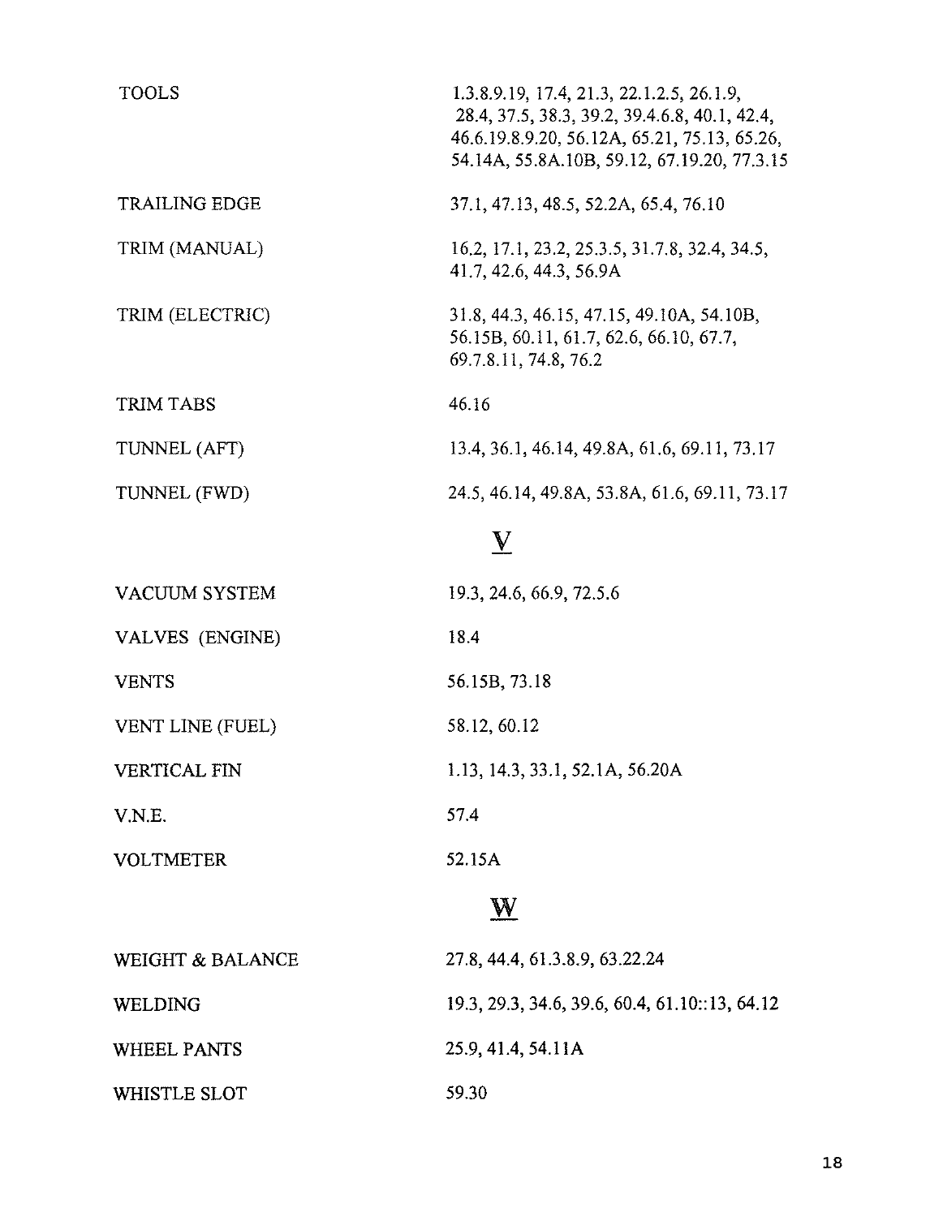| | |
|---|---|
| TOOLS | 1.3.8.9.19, 17.4, 21.3, 22.1.2.5, 26.1.9, 28.4, 37.5, 38.3, 39.2, 39.4.6.8, 40.1, 42.4, 46.6.19.8.9.20, 56.12A, 65.21, 75.13, 65.26, 54.14A, 55.8A.10B, 59.12, 67.19.20, 77.3.15 |
| TRAILING EDGE | 37.1, 47.13, 48.5, 52.2A, 65.4, 76.10 |
| TRIM (MANUAL) | 16.2, 17.1, 23.2, 25.3.5, 31.7.8, 32.4, 34.5, 41.7, 42.6, 44.3, 56.9A |
| TRIM (ELECTRIC) | 31.8, 44.3, 46.15, 47.15, 49.10A, 54.10B, 56.15B, 60.11, 61.7, 62.6, 66.10, 67.7, 69.7.8.11, 74.8, 76.2 |
| TRIM TABS | 46.16 |
| TUNNEL (AFT) | 13.4, 36.1, 46.14, 49.8A, 61.6, 69.11, 73.17 |
| TUNNEL (FWD) | 24.5, 46.14, 49.8A, 53.8A, 61.6, 69.11, 73.17 |

## V

| | |
|---|---|
| VACUUM SYSTEM | 19.3, 24.6, 66.9, 72.5.6 |
| VALVES (ENGINE) | 18.4 |
| VENTS | 56.15B, 73.18 |
| VENT LINE (FUEL) | 58.12, 60.12 |
| VERTICAL FIN | 1.13, 14.3, 33.1, 52.1A, 56.20A |
| V.N.E. | 57.4 |
| VOLTMETER | 52.15A |

## W

| | |
|---|---|
| WEIGHT & BALANCE | 27.8, 44.4, 61.3.8.9, 63.22.24 |
| WELDING | 19.3, 29.3, 34.6, 39.6, 60.4, 61.10::13, 64.12 |
| WHEEL PANTS | 25.9, 41.4, 54.11A |
| WHISTLE SLOT | 59.30 |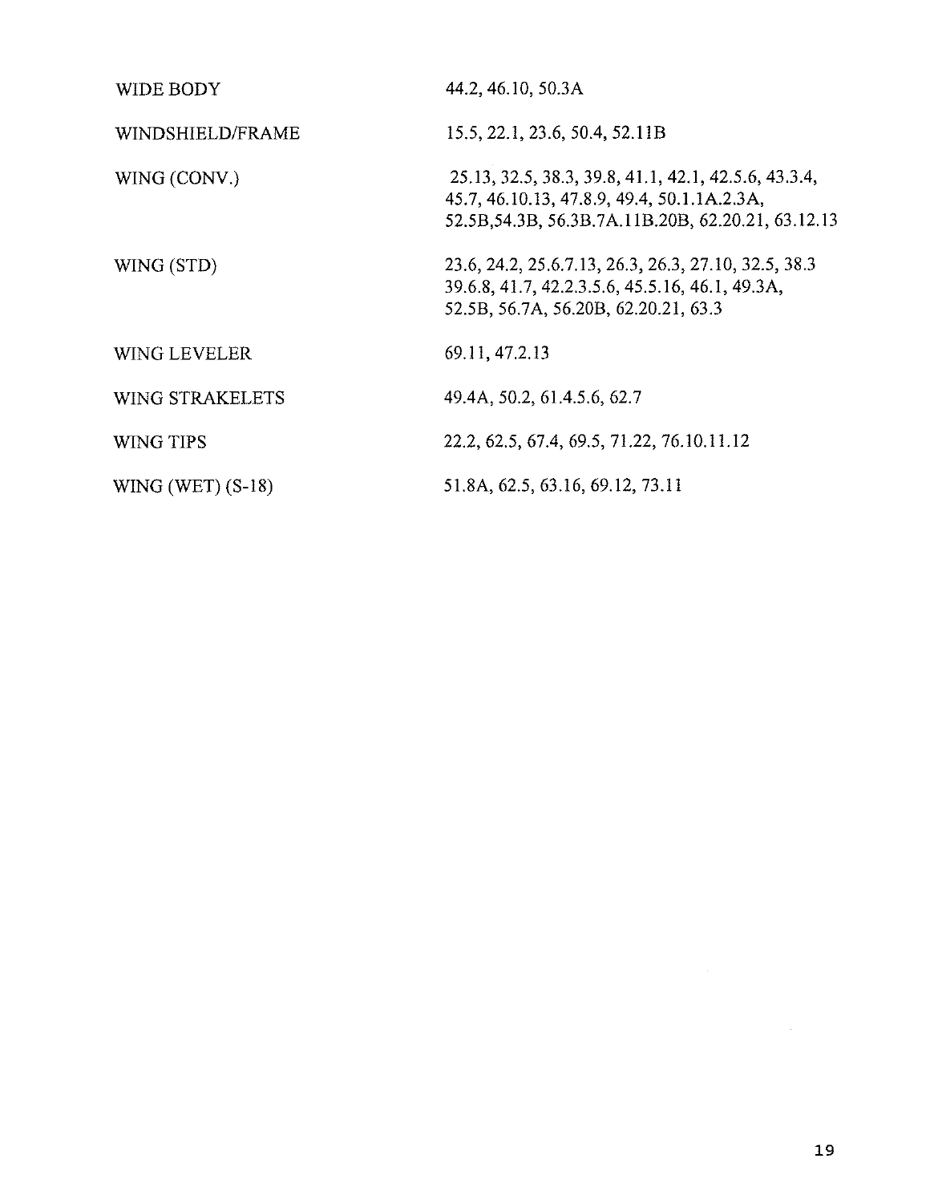| | |
|---|---|
| WIDE BODY | 44.2, 46.10, 50.3A |
| WINDSHIELD/FRAME | 15.5, 22.1, 23.6, 50.4, 52.11B |
| WING (CONV.) | 25.13, 32.5, 38.3, 39.8, 41.1, 42.1, 42.5.6, 43.3.4, 45.7, 46.10.13, 47.8.9, 49.4, 50.1.1A.2.3A, 52.5B,54.3B, 56.3B.7A.11B.20B, 62.20.21, 63.12.13 |
| WING (STD) | 23.6, 24.2, 25.6.7.13, 26.3, 26.3, 27.10, 32.5, 38.3 39.6.8, 41.7, 42.2.3.5.6, 45.5.16, 46.1, 49.3A, 52.5B, 56.7A, 56.20B, 62.20.21, 63.3 |
| WING LEVELER | 69.11, 47.2.13 |
| WING STRAKELETS | 49.4A, 50.2, 61.4.5.6, 62.7 |
| WING TIPS | 22.2, 62.5, 67.4, 69.5, 71.22, 76.10.11.12 |
| WING (WET) (S-18) | 51.8A, 62.5, 63.16, 69.12, 73.11 |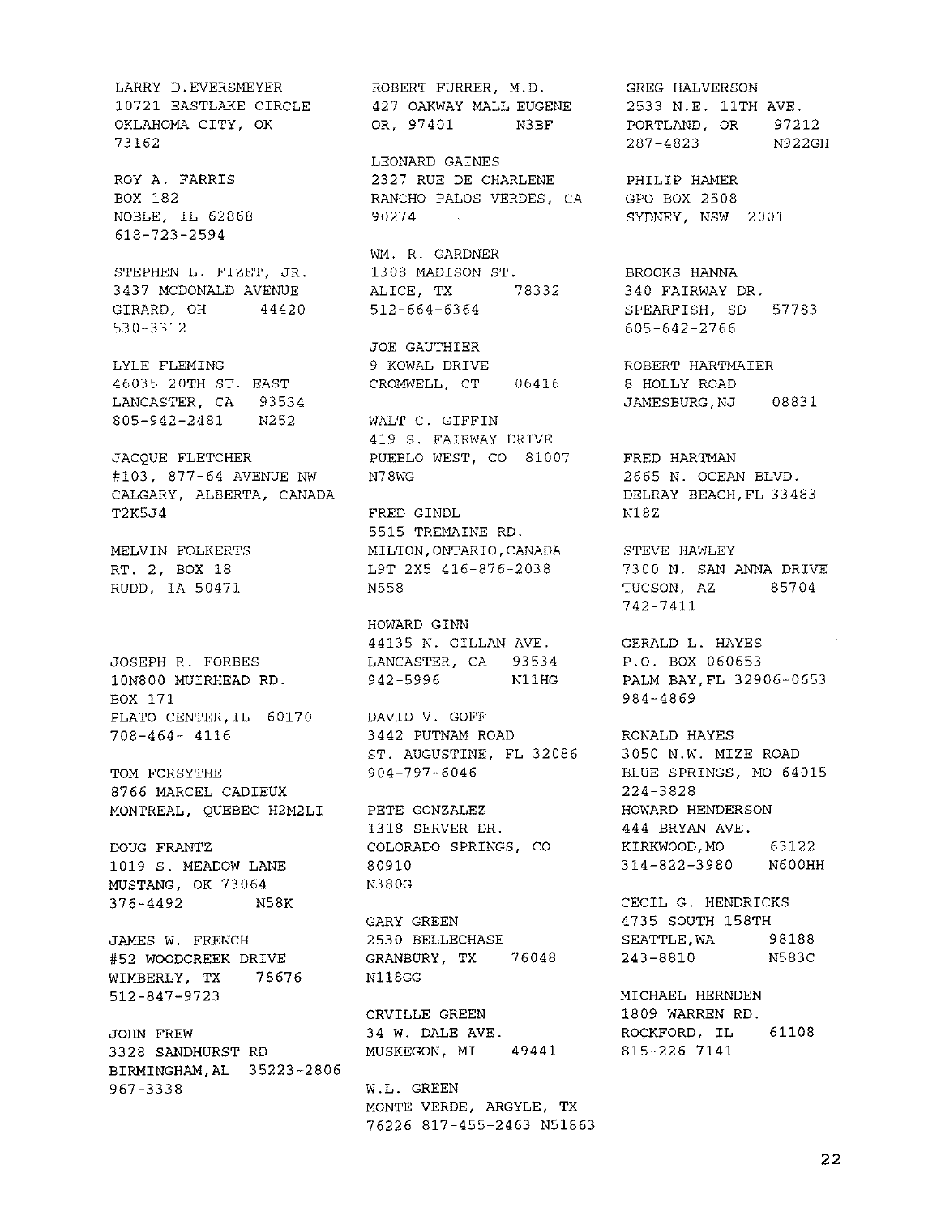LARRY D.EVERSMEYER
10721 EASTLAKE CIRCLE
OKLAHOMA CITY, OK
73162

ROY A. FARRIS
BOX 182
NOBLE, IL 62868
618-723-2594

STEPHEN L. FIZET, JR.
3437 MCDONALD AVENUE
GIRARD, OH 44420
530-3312

LYLE FLEMING
46035 20TH ST. EAST
LANCASTER, CA 93534
805-942-2481 N252

JACQUE FLETCHER
#103, 877-64 AVENUE NW
CALGARY, ALBERTA, CANADA
T2K5J4

MELVIN FOLKERTS
RT. 2, BOX 18
RUDD, IA 50471

JOSEPH R. FORBES
10N800 MUIRHEAD RD.
BOX 171
PLATO CENTER,IL 60170
708-464- 4116

TOM FORSYTHE
8766 MARCEL CADIEUX
MONTREAL, QUEBEC H2M2LI

DOUG FRANTZ
1019 S. MEADOW LANE
MUSTANG, OK 73064
376-4492 N58K

JAMES W. FRENCH
#52 WOODCREEK DRIVE
WIMBERLY, TX 78676
512-847-9723

JOHN FREW
3328 SANDHURST RD
BIRMINGHAM,AL 35223-2806
967-3338

ROBERT FURRER, M.D.
427 OAKWAY MALL EUGENE
OR, 97401 N3BF

LEONARD GAINES
2327 RUE DE CHARLENE
RANCHO PALOS VERDES, CA
90274

WM. R. GARDNER
1308 MADISON ST.
ALICE, TX 78332
512-664-6364

JOE GAUTHIER
9 KOWAL DRIVE
CROMWELL, CT 06416

WALT C. GIFFIN
419 S. FAIRWAY DRIVE
PUEBLO WEST, CO 81007
N78WG

FRED GINDL
5515 TREMAINE RD.
MILTON,ONTARIO,CANADA
L9T 2X5 416-876-2038
N558

HOWARD GINN
44135 N. GILLAN AVE.
LANCASTER, CA 93534
942-5996 N11HG

DAVID V. GOFF
3442 PUTNAM ROAD
ST. AUGUSTINE, FL 32086
904-797-6046

PETE GONZALEZ
1318 SERVER DR.
COLORADO SPRINGS, CO
80910
N380G

GARY GREEN
2530 BELLECHASE
GRANBURY, TX 76048
N118GG

ORVILLE GREEN
34 W. DALE AVE.
MUSKEGON, MI 49441

W.L. GREEN
MONTE VERDE, ARGYLE, TX
76226 817-455-2463 N51863

GREG HALVERSON
2533 N.E. 11TH AVE.
PORTLAND, OR 97212
287-4823 N922GH

PHILIP HAMER
GPO BOX 2508
SYDNEY, NSW 2001

BROOKS HANNA
340 FAIRWAY DR.
SPEARFISH, SD 57783
605-642-2766

ROBERT HARTMAIER
8 HOLLY ROAD
JAMESBURG,NJ 08831

FRED HARTMAN
2665 N. OCEAN BLVD.
DELRAY BEACH,FL 33483
N18Z

STEVE HAWLEY
7300 N. SAN ANNA DRIVE
TUCSON, AZ 85704
742-7411

GERALD L. HAYES
P.O. BOX 060653
PALM BAY,FL 32906-0653
984-4869

RONALD HAYES
3050 N.W. MIZE ROAD
BLUE SPRINGS, MO 64015
224-3828

HOWARD HENDERSON
444 BRYAN AVE.
KIRKWOOD,MO 63122
314-822-3980 N600HH

CECIL G. HENDRICKS
4735 SOUTH 158TH
SEATTLE,WA 98188
243-8810 N583C

MICHAEL HERNDEN
1809 WARREN RD.
ROCKFORD, IL 61108
815-226-7141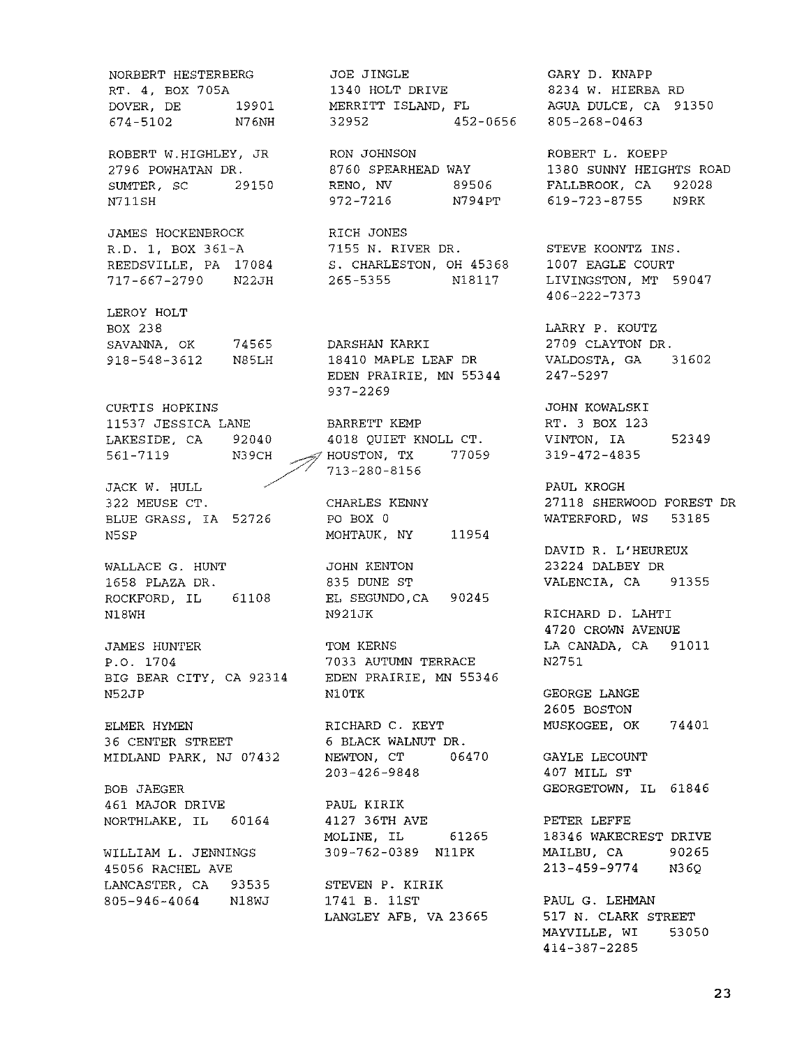NORBERT HESTERBERG
RT. 4, BOX 705A
DOVER, DE 19901
674-5102 N76NH

ROBERT W.HIGHLEY, JR
2796 POWHATAN DR.
SUMTER, SC 29150
N711SH

JAMES HOCKENBROCK
R.D. 1, BOX 361-A
REEDSVILLE, PA 17084
717-667-2790 N22JH

LEROY HOLT
BOX 238
SAVANNA, OK 74565
918-548-3612 N85LH

CURTIS HOPKINS
11537 JESSICA LANE
LAKESIDE, CA 92040
561-7119 N39CH

JACK W. HULL
322 MEUSE CT.
BLUE GRASS, IA 52726
N5SP

WALLACE G. HUNT
1658 PLAZA DR.
ROCKFORD, IL 61108
N18WH

JAMES HUNTER
P.O. 1704
BIG BEAR CITY, CA 92314
N52JP

ELMER HYMEN
36 CENTER STREET
MIDLAND PARK, NJ 07432

BOB JAEGER
461 MAJOR DRIVE
NORTHLAKE, IL 60164

WILLIAM L. JENNINGS
45056 RACHEL AVE
LANCASTER, CA 93535
805-946-4064 N18WJ

JOE JINGLE
1340 HOLT DRIVE
MERRITT ISLAND, FL
32952 452-0656

RON JOHNSON
8760 SPEARHEAD WAY
RENO, NV 89506
972-7216 N794PT

RICH JONES
7155 N. RIVER DR.
S. CHARLESTON, OH 45368
265-5355 N18117

DARSHAN KARKI
18410 MAPLE LEAF DR
EDEN PRAIRIE, MN 55344
937-2269

BARRETT KEMP
4018 QUIET KNOLL CT.
HOUSTON, TX 77059
713-280-8156

CHARLES KENNY
PO BOX 0
MOHTAUK, NY 11954

JOHN KENTON
835 DUNE ST
EL SEGUNDO,CA 90245
N921JK

TOM KERNS
7033 AUTUMN TERRACE
EDEN PRAIRIE, MN 55346
N10TK

RICHARD C. KEYT
6 BLACK WALNUT DR.
NEWTON, CT 06470
203-426-9848

PAUL KIRIK
4127 36TH AVE
MOLINE, IL 61265
309-762-0389 N11PK

STEVEN P. KIRIK
1741 B. 11ST
LANGLEY AFB, VA 23665

GARY D. KNAPP
8234 W. HIERBA RD
AGUA DULCE, CA 91350
805-268-0463

ROBERT L. KOEPP
1380 SUNNY HEIGHTS ROAD
FALLBROOK, CA 92028
619-723-8755 N9RK

STEVE KOONTZ INS.
1007 EAGLE COURT
LIVINGSTON, MT 59047
406-222-7373

LARRY P. KOUTZ
2709 CLAYTON DR.
VALDOSTA, GA 31602
247-5297

JOHN KOWALSKI
RT. 3 BOX 123
VINTON, IA 52349
319-472-4835

PAUL KROGH
27118 SHERWOOD FOREST DR
WATERFORD, WS 53185

DAVID R. L'HEUREUX
23224 DALBEY DR
VALENCIA, CA 91355

RICHARD D. LAHTI
4720 CROWN AVENUE
LA CANADA, CA 91011
N2751

GEORGE LANGE
2605 BOSTON
MUSKOGEE, OK 74401

GAYLE LECOUNT
407 MILL ST
GEORGETOWN, IL 61846

PETER LEFFE
18346 WAKECREST DRIVE
MAILBU, CA 90265
213-459-9774 N36Q

PAUL G. LEHMAN
517 N. CLARK STREET
MAYVILLE, WI 53050
414-387-2285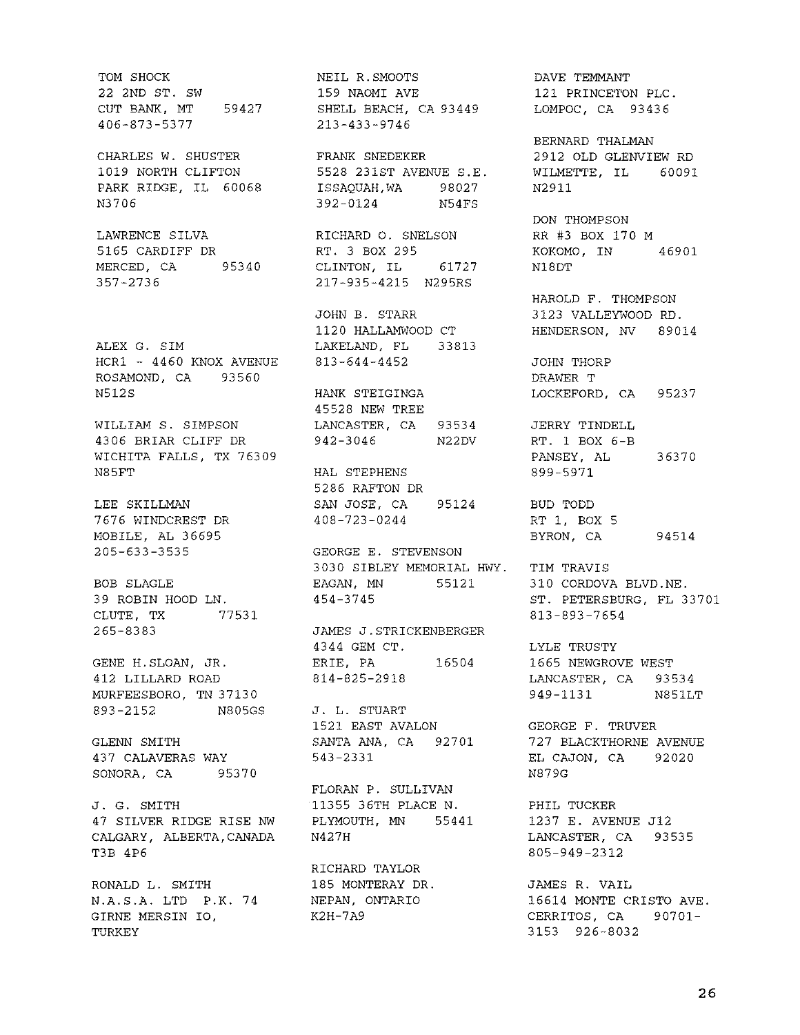TOM SHOCK
22 2ND ST. SW
CUT BANK, MT 59427
406-873-5377

CHARLES W. SHUSTER
1019 NORTH CLIFTON
PARK RIDGE, IL 60068
N3706

LAWRENCE SILVA
5165 CARDIFF DR
MERCED, CA 95340
357-2736

ALEX G. SIM
HCR1 - 4460 KNOX AVENUE
ROSAMOND, CA 93560
N512S

WILLIAM S. SIMPSON
4306 BRIAR CLIFF DR
WICHITA FALLS, TX 76309
N85FT

LEE SKILLMAN
7676 WINDCREST DR
MOBILE, AL 36695
205-633-3535

BOB SLAGLE
39 ROBIN HOOD LN.
CLUTE, TX 77531
265-8383

GENE H.SLOAN, JR.
412 LILLARD ROAD
MURFEESBORO, TN 37130
893-2152 N805GS

GLENN SMITH
437 CALAVERAS WAY
SONORA, CA 95370

J. G. SMITH
47 SILVER RIDGE RISE NW
CALGARY, ALBERTA,CANADA
T3B 4P6

RONALD L. SMITH
N.A.S.A. LTD P.K. 74
GIRNE MERSIN IO,
TURKEY

NEIL R.SMOOTS
159 NAOMI AVE
SHELL BEACH, CA 93449
213-433-9746

FRANK SNEDEKER
5528 231ST AVENUE S.E.
ISSAQUAH,WA 98027
392-0124 N54FS

RICHARD O. SNELSON
RT. 3 BOX 295
CLINTON, IL 61727
217-935-4215 N295RS

JOHN B. STARR
1120 HALLAMWOOD CT
LAKELAND, FL 33813
813-644-4452

HANK STEIGINGA
45528 NEW TREE
LANCASTER, CA 93534
942-3046 N22DV

HAL STEPHENS
5286 RAFTON DR
SAN JOSE, CA 95124
408-723-0244

GEORGE E. STEVENSON
3030 SIBLEY MEMORIAL HWY.
EAGAN, MN 55121
454-3745

JAMES J.STRICKENBERGER
4344 GEM CT.
ERIE, PA 16504
814-825-2918

J. L. STUART
1521 EAST AVALON
SANTA ANA, CA 92701
543-2331

FLORAN P. SULLIVAN
11355 36TH PLACE N.
PLYMOUTH, MN 55441
N427H

RICHARD TAYLOR
185 MONTERAY DR.
NEPAN, ONTARIO
K2H-7A9

DAVE TEMMANT
121 PRINCETON PLC.
LOMPOC, CA 93436

BERNARD THALMAN
2912 OLD GLENVIEW RD
WILMETTE, IL 60091
N2911

DON THOMPSON
RR #3 BOX 170 M
KOKOMO, IN 46901
N18DT

HAROLD F. THOMPSON
3123 VALLEYWOOD RD.
HENDERSON, NV 89014

JOHN THORP
DRAWER T
LOCKEFORD, CA 95237

JERRY TINDELL
RT. 1 BOX 6-B
PANSEY, AL 36370
899-5971

BUD TODD
RT 1, BOX 5
BYRON, CA 94514

TIM TRAVIS
310 CORDOVA BLVD.NE.
ST. PETERSBURG, FL 33701
813-893-7654

LYLE TRUSTY
1665 NEWGROVE WEST
LANCASTER, CA 93534
949-1131 N851LT

GEORGE F. TRUVER
727 BLACKTHORNE AVENUE
EL CAJON, CA 92020
N879G

PHIL TUCKER
1237 E. AVENUE J12
LANCASTER, CA 93535
805-949-2312

JAMES R. VAIL
16614 MONTE CRISTO AVE.
CERRITOS, CA 90701-
3153 926-8032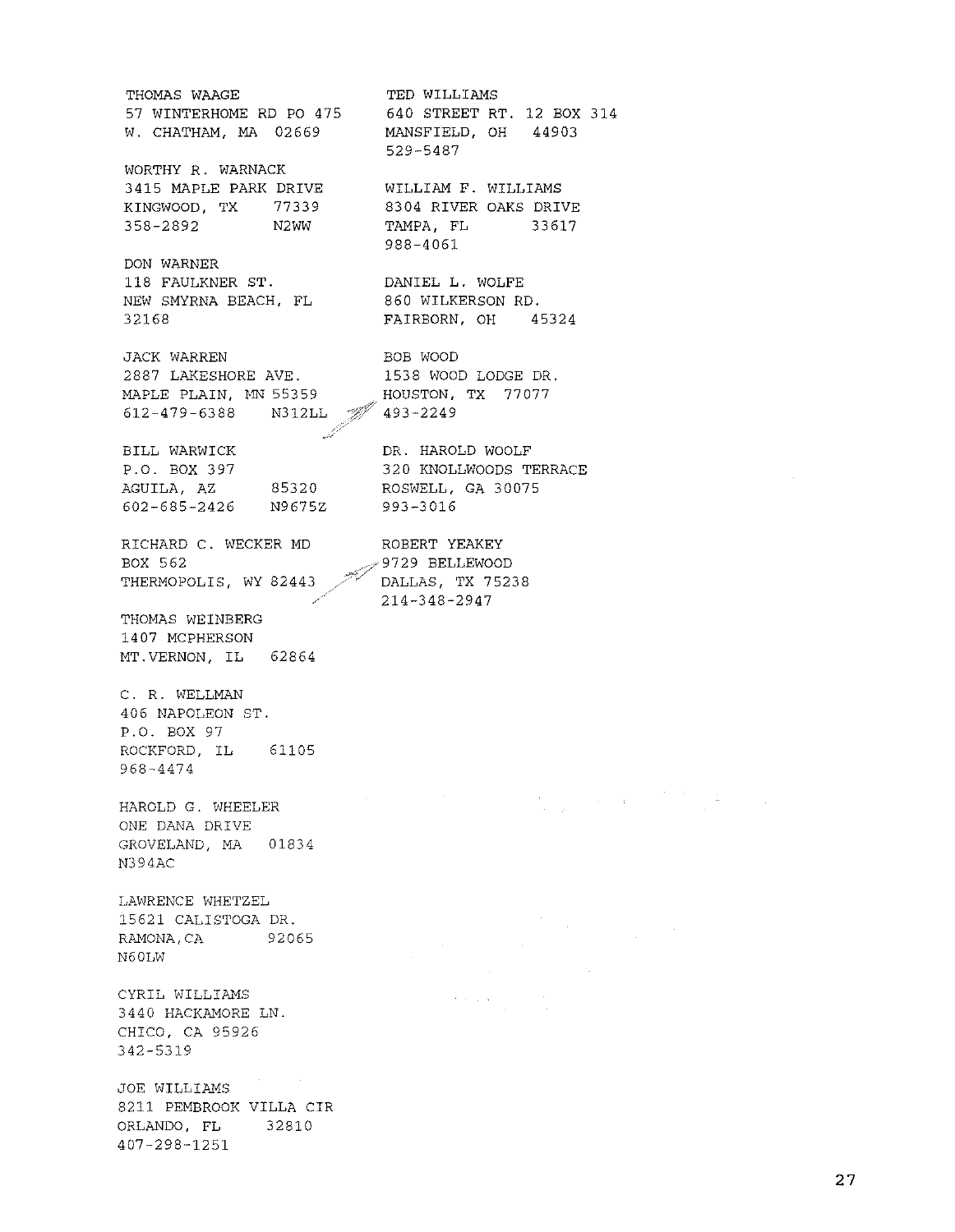THOMAS WAAGE
57 WINTERHOME RD PO 475
W. CHATHAM, MA 02669

WORTHY R. WARNACK
3415 MAPLE PARK DRIVE
KINGWOOD, TX 77339
358-2892 N2WW

DON WARNER
118 FAULKNER ST.
NEW SMYRNA BEACH, FL
32168

JACK WARREN
2887 LAKESHORE AVE.
MAPLE PLAIN, MN 55359
612-479-6388 N312LL

BILL WARWICK
P.O. BOX 397
AGUILA, AZ 85320
602-685-2426 N9675Z

RICHARD C. WECKER MD
BOX 562
THERMOPOLIS, WY 82443

THOMAS WEINBERG
1407 MCPHERSON
MT.VERNON, IL 62864

C. R. WELLMAN
406 NAPOLEON ST.
P.O. BOX 97
ROCKFORD, IL 61105
968-4474

HAROLD G. WHEELER
ONE DANA DRIVE
GROVELAND, MA 01834
N394AC

LAWRENCE WHETZEL
15621 CALISTOGA DR.
RAMONA,CA 92065
N60LW

CYRIL WILLIAMS
3440 HACKAMORE LN.
CHICO, CA 95926
342-5319

JOE WILLIAMS
8211 PEMBROOK VILLA CIR
ORLANDO, FL 32810
407-298-1251

TED WILLIAMS
640 STREET RT. 12 BOX 314
MANSFIELD, OH 44903
529-5487

WILLIAM F. WILLIAMS
8304 RIVER OAKS DRIVE
TAMPA, FL 33617
988-4061

DANIEL L. WOLFE
860 WILKERSON RD.
FAIRBORN, OH 45324

BOB WOOD
1538 WOOD LODGE DR.
HOUSTON, TX 77077
493-2249

DR. HAROLD WOOLF
320 KNOLLWOODS TERRACE
ROSWELL, GA 30075
993-3016

ROBERT YEAKEY
9729 BELLEWOOD
DALLAS, TX 75238
214-348-2947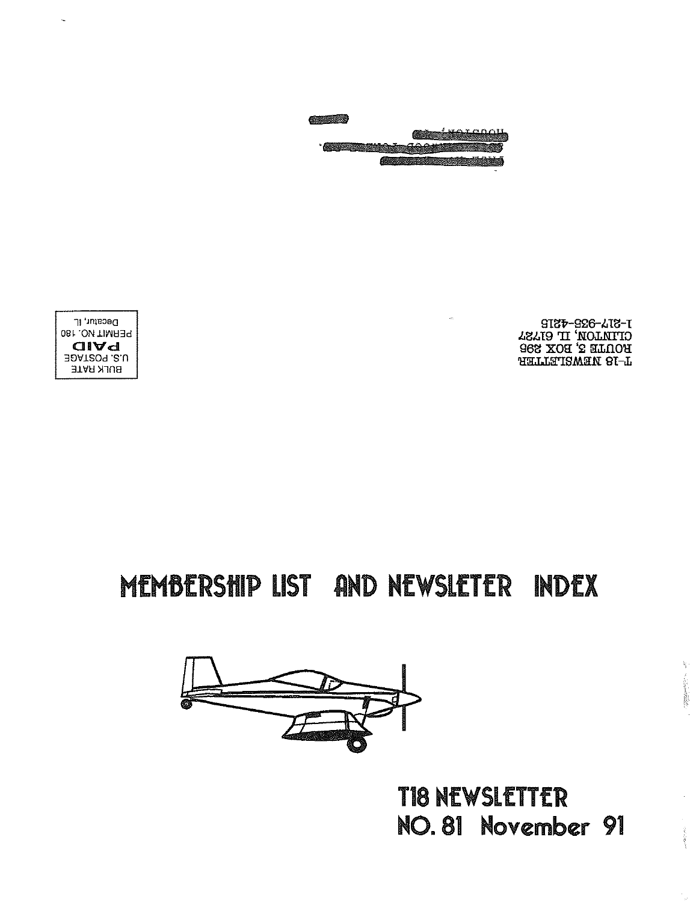T-18 NEWSLETTER
ROUTE 3, BOX 296
CLINTON, IL 61727
1-217-935-4215

BULK RATE
U.S. POSTAGE
PAID
PERMIT NO. 180
Decatur, IL

# MEMBERSHIP LIST AND NEWSLETER INDEX

## T18 NEWSLETTER
## NO. 81 November 91